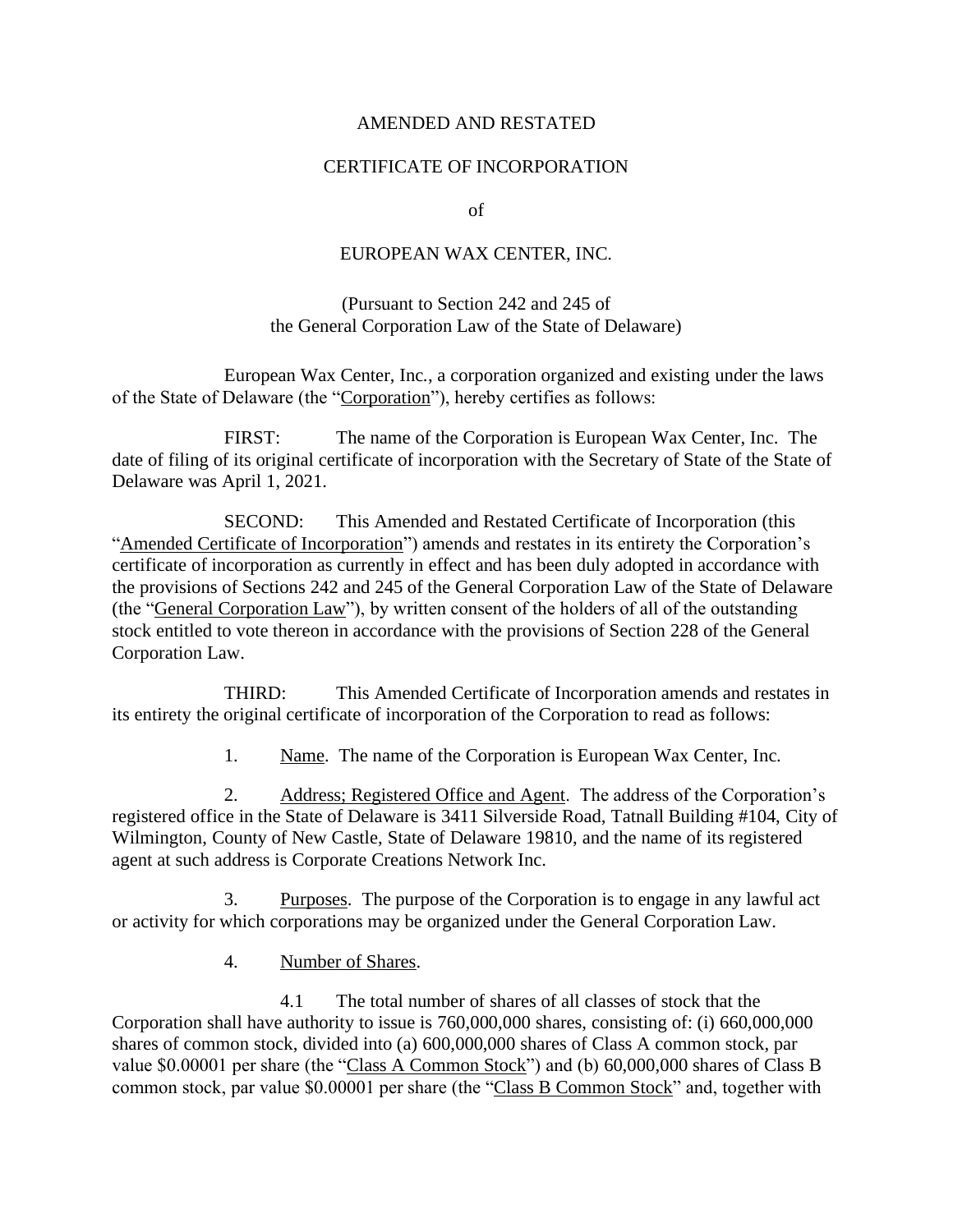# AMENDED AND RESTATED

# CERTIFICATE OF INCORPORATION

of

# EUROPEAN WAX CENTER, INC.

(Pursuant to Section 242 and 245 of
the General Corporation Law of the State of Delaware)

European Wax Center, Inc., a corporation organized and existing under the laws of the State of Delaware (the "Corporation"), hereby certifies as follows:

FIRST: The name of the Corporation is European Wax Center, Inc. The date of filing of its original certificate of incorporation with the Secretary of State of the State of Delaware was April 1, 2021.

SECOND: This Amended and Restated Certificate of Incorporation (this "Amended Certificate of Incorporation") amends and restates in its entirety the Corporation's certificate of incorporation as currently in effect and has been duly adopted in accordance with the provisions of Sections 242 and 245 of the General Corporation Law of the State of Delaware (the "General Corporation Law"), by written consent of the holders of all of the outstanding stock entitled to vote thereon in accordance with the provisions of Section 228 of the General Corporation Law.

THIRD: This Amended Certificate of Incorporation amends and restates in its entirety the original certificate of incorporation of the Corporation to read as follows:

1. Name. The name of the Corporation is European Wax Center, Inc.

2. Address; Registered Office and Agent. The address of the Corporation's registered office in the State of Delaware is 3411 Silverside Road, Tatnall Building #104, City of Wilmington, County of New Castle, State of Delaware 19810, and the name of its registered agent at such address is Corporate Creations Network Inc.

3. Purposes. The purpose of the Corporation is to engage in any lawful act or activity for which corporations may be organized under the General Corporation Law.

4. Number of Shares.

4.1 The total number of shares of all classes of stock that the Corporation shall have authority to issue is 760,000,000 shares, consisting of: (i) 660,000,000 shares of common stock, divided into (a) 600,000,000 shares of Class A common stock, par value $0.00001 per share (the "Class A Common Stock") and (b) 60,000,000 shares of Class B common stock, par value $0.00001 per share (the "Class B Common Stock" and, together with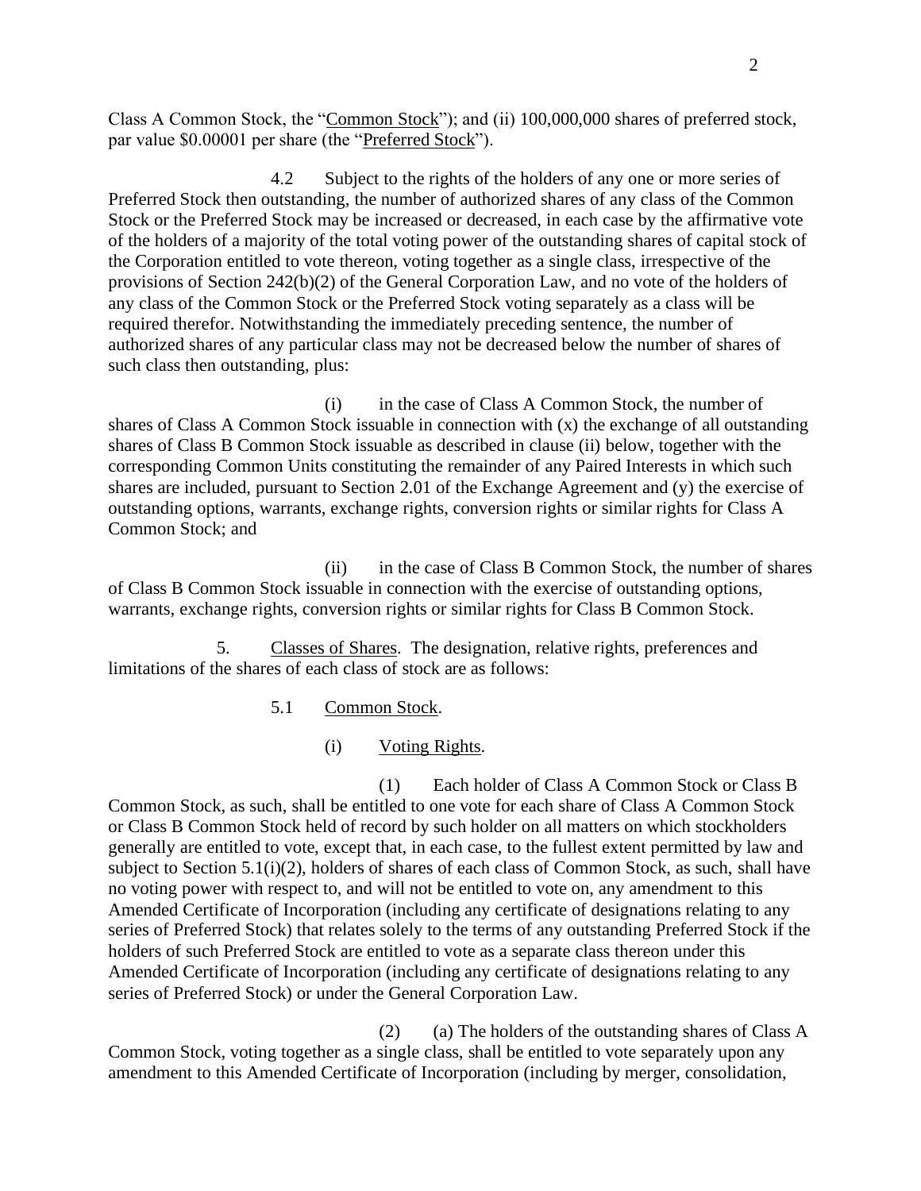Class A Common Stock, the "<u>Common Stock</u>"); and (ii) 100,000,000 shares of preferred stock, par value $0.00001 per share (the "<u>Preferred Stock</u>").

4.2 Subject to the rights of the holders of any one or more series of Preferred Stock then outstanding, the number of authorized shares of any class of the Common Stock or the Preferred Stock may be increased or decreased, in each case by the affirmative vote of the holders of a majority of the total voting power of the outstanding shares of capital stock of the Corporation entitled to vote thereon, voting together as a single class, irrespective of the provisions of Section 242(b)(2) of the General Corporation Law, and no vote of the holders of any class of the Common Stock or the Preferred Stock voting separately as a class will be required therefor. Notwithstanding the immediately preceding sentence, the number of authorized shares of any particular class may not be decreased below the number of shares of such class then outstanding, plus:

(i) in the case of Class A Common Stock, the number of shares of Class A Common Stock issuable in connection with (x) the exchange of all outstanding shares of Class B Common Stock issuable as described in clause (ii) below, together with the corresponding Common Units constituting the remainder of any Paired Interests in which such shares are included, pursuant to Section 2.01 of the Exchange Agreement and (y) the exercise of outstanding options, warrants, exchange rights, conversion rights or similar rights for Class A Common Stock; and

(ii) in the case of Class B Common Stock, the number of shares of Class B Common Stock issuable in connection with the exercise of outstanding options, warrants, exchange rights, conversion rights or similar rights for Class B Common Stock.

5. <u>Classes of Shares</u>. The designation, relative rights, preferences and limitations of the shares of each class of stock are as follows:

5.1 <u>Common Stock</u>.

(i) <u>Voting Rights</u>.

(1) Each holder of Class A Common Stock or Class B Common Stock, as such, shall be entitled to one vote for each share of Class A Common Stock or Class B Common Stock held of record by such holder on all matters on which stockholders generally are entitled to vote, except that, in each case, to the fullest extent permitted by law and subject to Section 5.1(i)(2), holders of shares of each class of Common Stock, as such, shall have no voting power with respect to, and will not be entitled to vote on, any amendment to this Amended Certificate of Incorporation (including any certificate of designations relating to any series of Preferred Stock) that relates solely to the terms of any outstanding Preferred Stock if the holders of such Preferred Stock are entitled to vote as a separate class thereon under this Amended Certificate of Incorporation (including any certificate of designations relating to any series of Preferred Stock) or under the General Corporation Law.

(2) (a) The holders of the outstanding shares of Class A Common Stock, voting together as a single class, shall be entitled to vote separately upon any amendment to this Amended Certificate of Incorporation (including by merger, consolidation,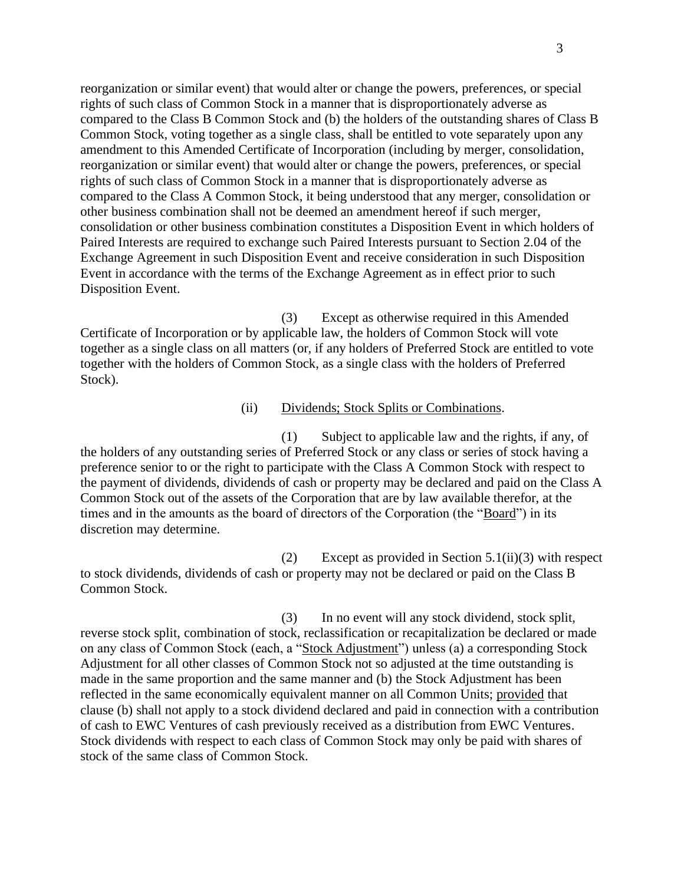reorganization or similar event) that would alter or change the powers, preferences, or special rights of such class of Common Stock in a manner that is disproportionately adverse as compared to the Class B Common Stock and (b) the holders of the outstanding shares of Class B Common Stock, voting together as a single class, shall be entitled to vote separately upon any amendment to this Amended Certificate of Incorporation (including by merger, consolidation, reorganization or similar event) that would alter or change the powers, preferences, or special rights of such class of Common Stock in a manner that is disproportionately adverse as compared to the Class A Common Stock, it being understood that any merger, consolidation or other business combination shall not be deemed an amendment hereof if such merger, consolidation or other business combination constitutes a Disposition Event in which holders of Paired Interests are required to exchange such Paired Interests pursuant to Section 2.04 of the Exchange Agreement in such Disposition Event and receive consideration in such Disposition Event in accordance with the terms of the Exchange Agreement as in effect prior to such Disposition Event.

(3) Except as otherwise required in this Amended Certificate of Incorporation or by applicable law, the holders of Common Stock will vote together as a single class on all matters (or, if any holders of Preferred Stock are entitled to vote together with the holders of Common Stock, as a single class with the holders of Preferred Stock).

(ii) Dividends; Stock Splits or Combinations.

(1) Subject to applicable law and the rights, if any, of the holders of any outstanding series of Preferred Stock or any class or series of stock having a preference senior to or the right to participate with the Class A Common Stock with respect to the payment of dividends, dividends of cash or property may be declared and paid on the Class A Common Stock out of the assets of the Corporation that are by law available therefor, at the times and in the amounts as the board of directors of the Corporation (the "Board") in its discretion may determine.

(2) Except as provided in Section 5.1(ii)(3) with respect to stock dividends, dividends of cash or property may not be declared or paid on the Class B Common Stock.

(3) In no event will any stock dividend, stock split, reverse stock split, combination of stock, reclassification or recapitalization be declared or made on any class of Common Stock (each, a "Stock Adjustment") unless (a) a corresponding Stock Adjustment for all other classes of Common Stock not so adjusted at the time outstanding is made in the same proportion and the same manner and (b) the Stock Adjustment has been reflected in the same economically equivalent manner on all Common Units; provided that clause (b) shall not apply to a stock dividend declared and paid in connection with a contribution of cash to EWC Ventures of cash previously received as a distribution from EWC Ventures. Stock dividends with respect to each class of Common Stock may only be paid with shares of stock of the same class of Common Stock.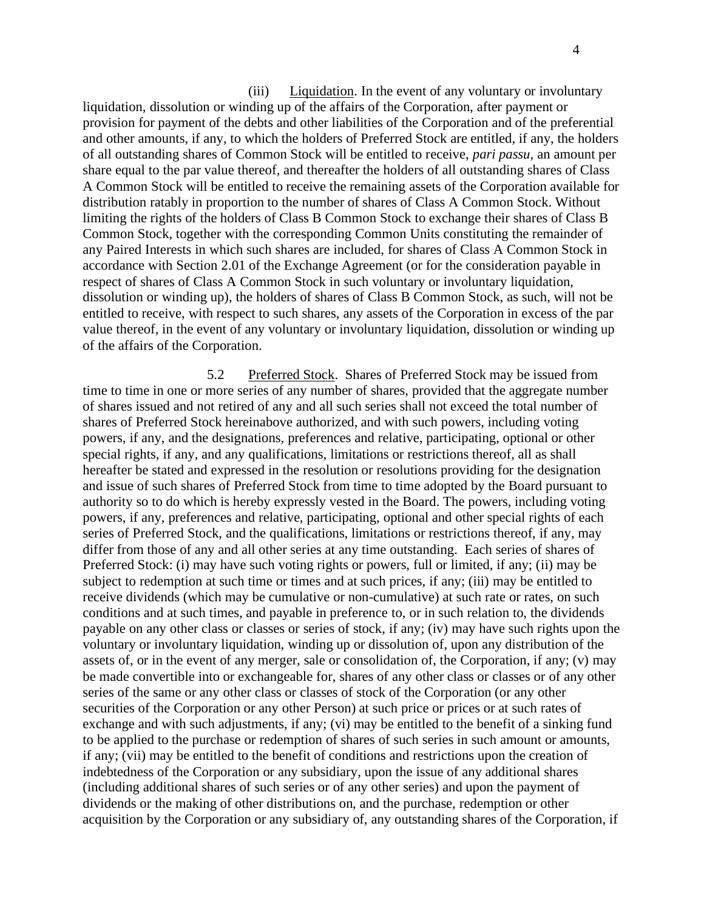(iii) Liquidation. In the event of any voluntary or involuntary liquidation, dissolution or winding up of the affairs of the Corporation, after payment or provision for payment of the debts and other liabilities of the Corporation and of the preferential and other amounts, if any, to which the holders of Preferred Stock are entitled, if any, the holders of all outstanding shares of Common Stock will be entitled to receive, *pari passu*, an amount per share equal to the par value thereof, and thereafter the holders of all outstanding shares of Class A Common Stock will be entitled to receive the remaining assets of the Corporation available for distribution ratably in proportion to the number of shares of Class A Common Stock. Without limiting the rights of the holders of Class B Common Stock to exchange their shares of Class B Common Stock, together with the corresponding Common Units constituting the remainder of any Paired Interests in which such shares are included, for shares of Class A Common Stock in accordance with Section 2.01 of the Exchange Agreement (or for the consideration payable in respect of shares of Class A Common Stock in such voluntary or involuntary liquidation, dissolution or winding up), the holders of shares of Class B Common Stock, as such, will not be entitled to receive, with respect to such shares, any assets of the Corporation in excess of the par value thereof, in the event of any voluntary or involuntary liquidation, dissolution or winding up of the affairs of the Corporation.

5.2 Preferred Stock. Shares of Preferred Stock may be issued from time to time in one or more series of any number of shares, provided that the aggregate number of shares issued and not retired of any and all such series shall not exceed the total number of shares of Preferred Stock hereinabove authorized, and with such powers, including voting powers, if any, and the designations, preferences and relative, participating, optional or other special rights, if any, and any qualifications, limitations or restrictions thereof, all as shall hereafter be stated and expressed in the resolution or resolutions providing for the designation and issue of such shares of Preferred Stock from time to time adopted by the Board pursuant to authority so to do which is hereby expressly vested in the Board. The powers, including voting powers, if any, preferences and relative, participating, optional and other special rights of each series of Preferred Stock, and the qualifications, limitations or restrictions thereof, if any, may differ from those of any and all other series at any time outstanding. Each series of shares of Preferred Stock: (i) may have such voting rights or powers, full or limited, if any; (ii) may be subject to redemption at such time or times and at such prices, if any; (iii) may be entitled to receive dividends (which may be cumulative or non-cumulative) at such rate or rates, on such conditions and at such times, and payable in preference to, or in such relation to, the dividends payable on any other class or classes or series of stock, if any; (iv) may have such rights upon the voluntary or involuntary liquidation, winding up or dissolution of, upon any distribution of the assets of, or in the event of any merger, sale or consolidation of, the Corporation, if any; (v) may be made convertible into or exchangeable for, shares of any other class or classes or of any other series of the same or any other class or classes of stock of the Corporation (or any other securities of the Corporation or any other Person) at such price or prices or at such rates of exchange and with such adjustments, if any; (vi) may be entitled to the benefit of a sinking fund to be applied to the purchase or redemption of shares of such series in such amount or amounts, if any; (vii) may be entitled to the benefit of conditions and restrictions upon the creation of indebtedness of the Corporation or any subsidiary, upon the issue of any additional shares (including additional shares of such series or of any other series) and upon the payment of dividends or the making of other distributions on, and the purchase, redemption or other acquisition by the Corporation or any subsidiary of, any outstanding shares of the Corporation, if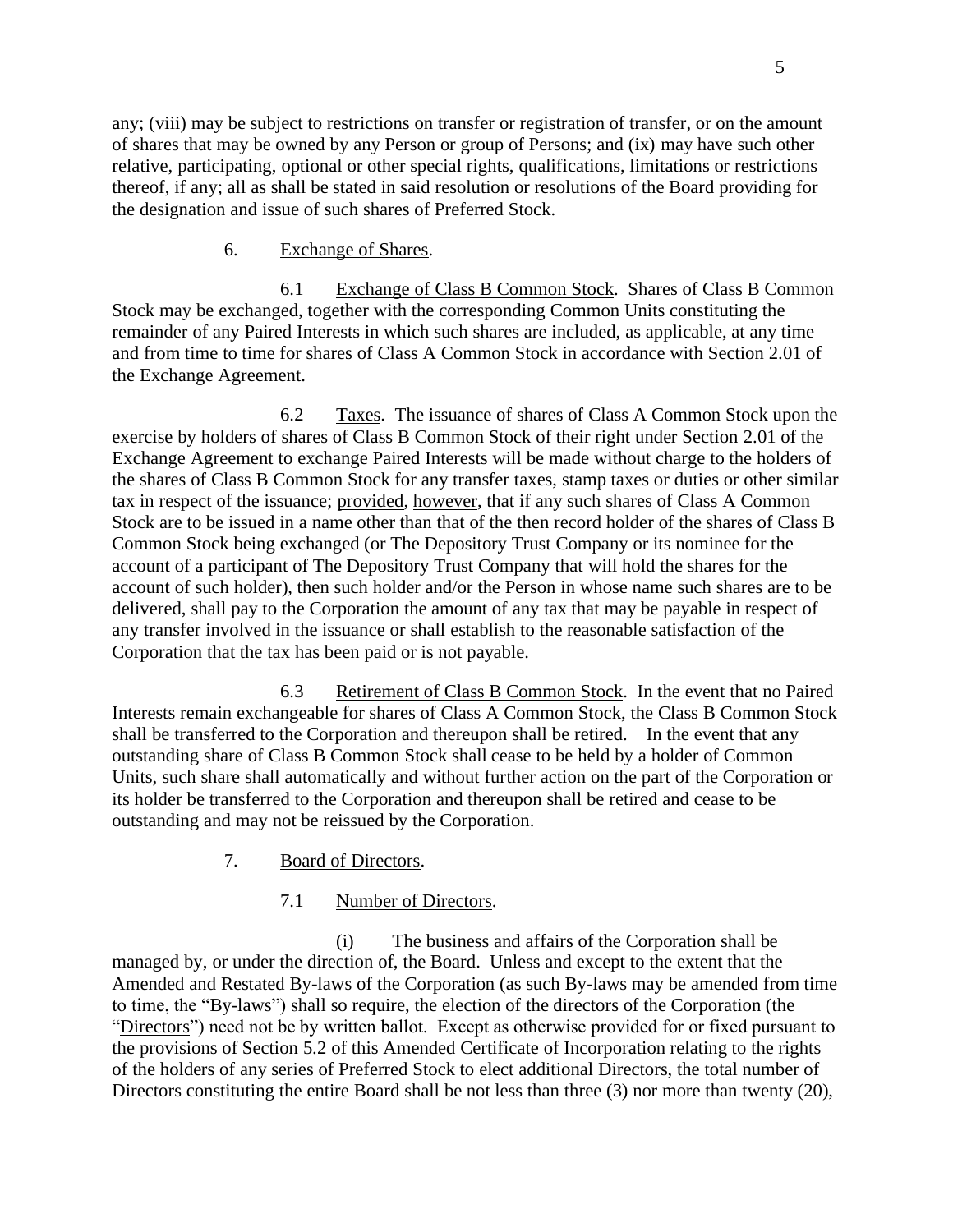any; (viii) may be subject to restrictions on transfer or registration of transfer, or on the amount of shares that may be owned by any Person or group of Persons; and (ix) may have such other relative, participating, optional or other special rights, qualifications, limitations or restrictions thereof, if any; all as shall be stated in said resolution or resolutions of the Board providing for the designation and issue of such shares of Preferred Stock.

6. Exchange of Shares.

6.1 Exchange of Class B Common Stock. Shares of Class B Common Stock may be exchanged, together with the corresponding Common Units constituting the remainder of any Paired Interests in which such shares are included, as applicable, at any time and from time to time for shares of Class A Common Stock in accordance with Section 2.01 of the Exchange Agreement.

6.2 Taxes. The issuance of shares of Class A Common Stock upon the exercise by holders of shares of Class B Common Stock of their right under Section 2.01 of the Exchange Agreement to exchange Paired Interests will be made without charge to the holders of the shares of Class B Common Stock for any transfer taxes, stamp taxes or duties or other similar tax in respect of the issuance; provided, however, that if any such shares of Class A Common Stock are to be issued in a name other than that of the then record holder of the shares of Class B Common Stock being exchanged (or The Depository Trust Company or its nominee for the account of a participant of The Depository Trust Company that will hold the shares for the account of such holder), then such holder and/or the Person in whose name such shares are to be delivered, shall pay to the Corporation the amount of any tax that may be payable in respect of any transfer involved in the issuance or shall establish to the reasonable satisfaction of the Corporation that the tax has been paid or is not payable.

6.3 Retirement of Class B Common Stock. In the event that no Paired Interests remain exchangeable for shares of Class A Common Stock, the Class B Common Stock shall be transferred to the Corporation and thereupon shall be retired. In the event that any outstanding share of Class B Common Stock shall cease to be held by a holder of Common Units, such share shall automatically and without further action on the part of the Corporation or its holder be transferred to the Corporation and thereupon shall be retired and cease to be outstanding and may not be reissued by the Corporation.

7. Board of Directors.

7.1 Number of Directors.

(i) The business and affairs of the Corporation shall be managed by, or under the direction of, the Board. Unless and except to the extent that the Amended and Restated By-laws of the Corporation (as such By-laws may be amended from time to time, the "By-laws") shall so require, the election of the directors of the Corporation (the "Directors") need not be by written ballot. Except as otherwise provided for or fixed pursuant to the provisions of Section 5.2 of this Amended Certificate of Incorporation relating to the rights of the holders of any series of Preferred Stock to elect additional Directors, the total number of Directors constituting the entire Board shall be not less than three (3) nor more than twenty (20),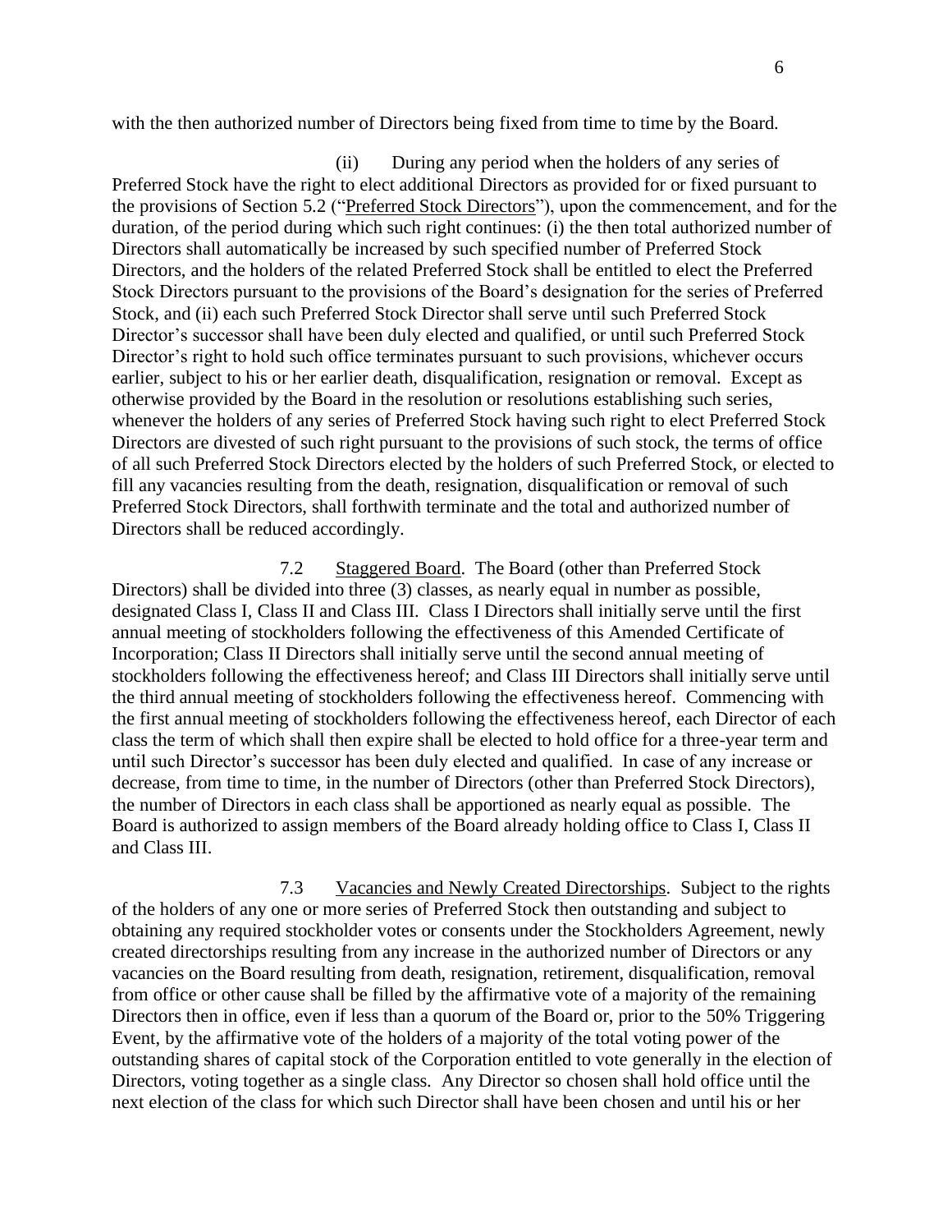with the then authorized number of Directors being fixed from time to time by the Board.

(ii) During any period when the holders of any series of Preferred Stock have the right to elect additional Directors as provided for or fixed pursuant to the provisions of Section 5.2 ("Preferred Stock Directors"), upon the commencement, and for the duration, of the period during which such right continues: (i) the then total authorized number of Directors shall automatically be increased by such specified number of Preferred Stock Directors, and the holders of the related Preferred Stock shall be entitled to elect the Preferred Stock Directors pursuant to the provisions of the Board's designation for the series of Preferred Stock, and (ii) each such Preferred Stock Director shall serve until such Preferred Stock Director's successor shall have been duly elected and qualified, or until such Preferred Stock Director's right to hold such office terminates pursuant to such provisions, whichever occurs earlier, subject to his or her earlier death, disqualification, resignation or removal. Except as otherwise provided by the Board in the resolution or resolutions establishing such series, whenever the holders of any series of Preferred Stock having such right to elect Preferred Stock Directors are divested of such right pursuant to the provisions of such stock, the terms of office of all such Preferred Stock Directors elected by the holders of such Preferred Stock, or elected to fill any vacancies resulting from the death, resignation, disqualification or removal of such Preferred Stock Directors, shall forthwith terminate and the total and authorized number of Directors shall be reduced accordingly.

7.2 Staggered Board. The Board (other than Preferred Stock Directors) shall be divided into three (3) classes, as nearly equal in number as possible, designated Class I, Class II and Class III. Class I Directors shall initially serve until the first annual meeting of stockholders following the effectiveness of this Amended Certificate of Incorporation; Class II Directors shall initially serve until the second annual meeting of stockholders following the effectiveness hereof; and Class III Directors shall initially serve until the third annual meeting of stockholders following the effectiveness hereof. Commencing with the first annual meeting of stockholders following the effectiveness hereof, each Director of each class the term of which shall then expire shall be elected to hold office for a three-year term and until such Director's successor has been duly elected and qualified. In case of any increase or decrease, from time to time, in the number of Directors (other than Preferred Stock Directors), the number of Directors in each class shall be apportioned as nearly equal as possible. The Board is authorized to assign members of the Board already holding office to Class I, Class II and Class III.

7.3 Vacancies and Newly Created Directorships. Subject to the rights of the holders of any one or more series of Preferred Stock then outstanding and subject to obtaining any required stockholder votes or consents under the Stockholders Agreement, newly created directorships resulting from any increase in the authorized number of Directors or any vacancies on the Board resulting from death, resignation, retirement, disqualification, removal from office or other cause shall be filled by the affirmative vote of a majority of the remaining Directors then in office, even if less than a quorum of the Board or, prior to the 50% Triggering Event, by the affirmative vote of the holders of a majority of the total voting power of the outstanding shares of capital stock of the Corporation entitled to vote generally in the election of Directors, voting together as a single class. Any Director so chosen shall hold office until the next election of the class for which such Director shall have been chosen and until his or her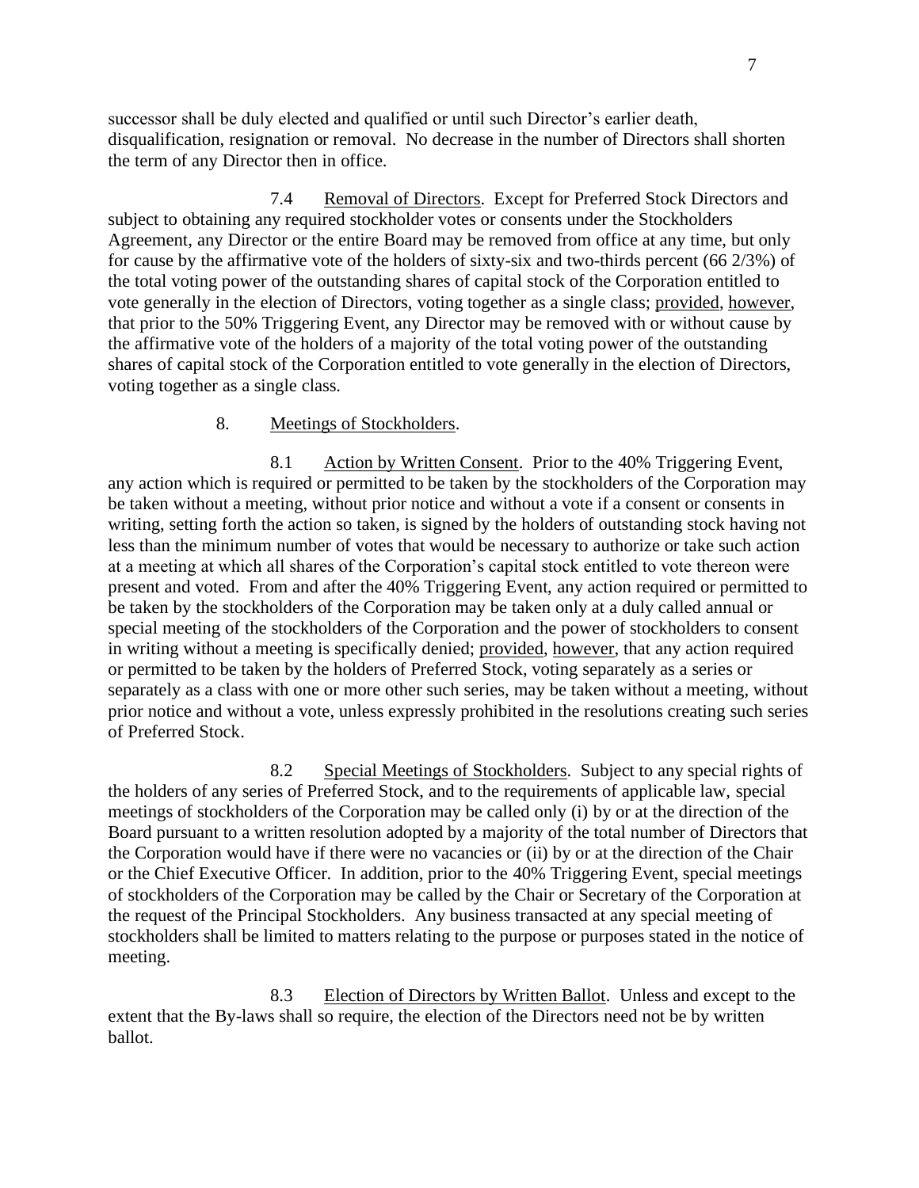successor shall be duly elected and qualified or until such Director's earlier death, disqualification, resignation or removal. No decrease in the number of Directors shall shorten the term of any Director then in office.

7.4 Removal of Directors. Except for Preferred Stock Directors and subject to obtaining any required stockholder votes or consents under the Stockholders Agreement, any Director or the entire Board may be removed from office at any time, but only for cause by the affirmative vote of the holders of sixty-six and two-thirds percent (66 2/3%) of the total voting power of the outstanding shares of capital stock of the Corporation entitled to vote generally in the election of Directors, voting together as a single class; provided, however, that prior to the 50% Triggering Event, any Director may be removed with or without cause by the affirmative vote of the holders of a majority of the total voting power of the outstanding shares of capital stock of the Corporation entitled to vote generally in the election of Directors, voting together as a single class.

8. Meetings of Stockholders.

8.1 Action by Written Consent. Prior to the 40% Triggering Event, any action which is required or permitted to be taken by the stockholders of the Corporation may be taken without a meeting, without prior notice and without a vote if a consent or consents in writing, setting forth the action so taken, is signed by the holders of outstanding stock having not less than the minimum number of votes that would be necessary to authorize or take such action at a meeting at which all shares of the Corporation's capital stock entitled to vote thereon were present and voted. From and after the 40% Triggering Event, any action required or permitted to be taken by the stockholders of the Corporation may be taken only at a duly called annual or special meeting of the stockholders of the Corporation and the power of stockholders to consent in writing without a meeting is specifically denied; provided, however, that any action required or permitted to be taken by the holders of Preferred Stock, voting separately as a series or separately as a class with one or more other such series, may be taken without a meeting, without prior notice and without a vote, unless expressly prohibited in the resolutions creating such series of Preferred Stock.

8.2 Special Meetings of Stockholders. Subject to any special rights of the holders of any series of Preferred Stock, and to the requirements of applicable law, special meetings of stockholders of the Corporation may be called only (i) by or at the direction of the Board pursuant to a written resolution adopted by a majority of the total number of Directors that the Corporation would have if there were no vacancies or (ii) by or at the direction of the Chair or the Chief Executive Officer. In addition, prior to the 40% Triggering Event, special meetings of stockholders of the Corporation may be called by the Chair or Secretary of the Corporation at the request of the Principal Stockholders. Any business transacted at any special meeting of stockholders shall be limited to matters relating to the purpose or purposes stated in the notice of meeting.

8.3 Election of Directors by Written Ballot. Unless and except to the extent that the By-laws shall so require, the election of the Directors need not be by written ballot.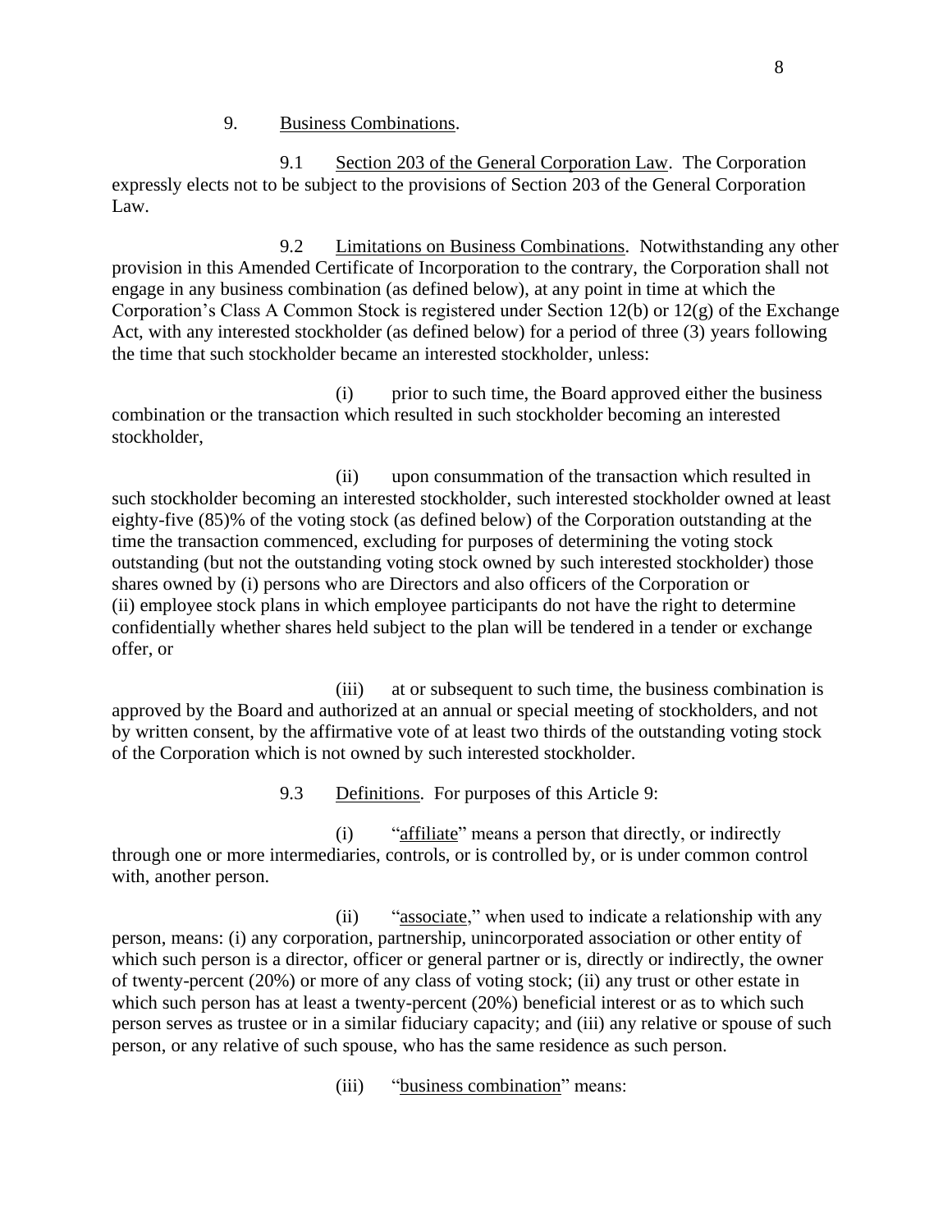9. Business Combinations.

9.1 Section 203 of the General Corporation Law. The Corporation expressly elects not to be subject to the provisions of Section 203 of the General Corporation Law.

9.2 Limitations on Business Combinations. Notwithstanding any other provision in this Amended Certificate of Incorporation to the contrary, the Corporation shall not engage in any business combination (as defined below), at any point in time at which the Corporation's Class A Common Stock is registered under Section 12(b) or 12(g) of the Exchange Act, with any interested stockholder (as defined below) for a period of three (3) years following the time that such stockholder became an interested stockholder, unless:

(i) prior to such time, the Board approved either the business combination or the transaction which resulted in such stockholder becoming an interested stockholder,

(ii) upon consummation of the transaction which resulted in such stockholder becoming an interested stockholder, such interested stockholder owned at least eighty-five (85)% of the voting stock (as defined below) of the Corporation outstanding at the time the transaction commenced, excluding for purposes of determining the voting stock outstanding (but not the outstanding voting stock owned by such interested stockholder) those shares owned by (i) persons who are Directors and also officers of the Corporation or (ii) employee stock plans in which employee participants do not have the right to determine confidentially whether shares held subject to the plan will be tendered in a tender or exchange offer, or

(iii) at or subsequent to such time, the business combination is approved by the Board and authorized at an annual or special meeting of stockholders, and not by written consent, by the affirmative vote of at least two thirds of the outstanding voting stock of the Corporation which is not owned by such interested stockholder.

9.3 Definitions. For purposes of this Article 9:

(i) "affiliate" means a person that directly, or indirectly through one or more intermediaries, controls, or is controlled by, or is under common control with, another person.

(ii) "associate," when used to indicate a relationship with any person, means: (i) any corporation, partnership, unincorporated association or other entity of which such person is a director, officer or general partner or is, directly or indirectly, the owner of twenty-percent (20%) or more of any class of voting stock; (ii) any trust or other estate in which such person has at least a twenty-percent (20%) beneficial interest or as to which such person serves as trustee or in a similar fiduciary capacity; and (iii) any relative or spouse of such person, or any relative of such spouse, who has the same residence as such person.

(iii) "business combination" means: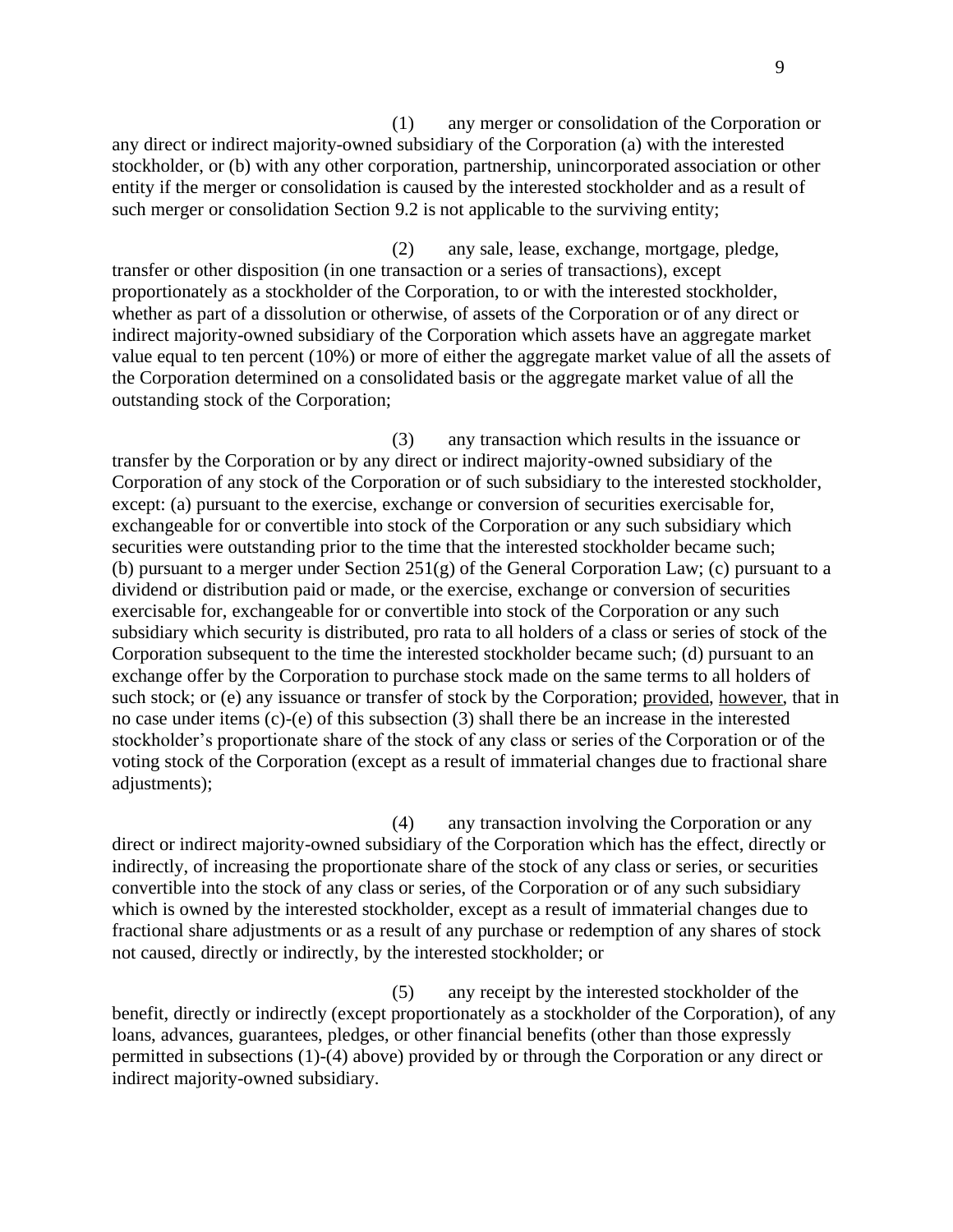(1) any merger or consolidation of the Corporation or any direct or indirect majority-owned subsidiary of the Corporation (a) with the interested stockholder, or (b) with any other corporation, partnership, unincorporated association or other entity if the merger or consolidation is caused by the interested stockholder and as a result of such merger or consolidation Section 9.2 is not applicable to the surviving entity;

(2) any sale, lease, exchange, mortgage, pledge, transfer or other disposition (in one transaction or a series of transactions), except proportionately as a stockholder of the Corporation, to or with the interested stockholder, whether as part of a dissolution or otherwise, of assets of the Corporation or of any direct or indirect majority-owned subsidiary of the Corporation which assets have an aggregate market value equal to ten percent (10%) or more of either the aggregate market value of all the assets of the Corporation determined on a consolidated basis or the aggregate market value of all the outstanding stock of the Corporation;

(3) any transaction which results in the issuance or transfer by the Corporation or by any direct or indirect majority-owned subsidiary of the Corporation of any stock of the Corporation or of such subsidiary to the interested stockholder, except: (a) pursuant to the exercise, exchange or conversion of securities exercisable for, exchangeable for or convertible into stock of the Corporation or any such subsidiary which securities were outstanding prior to the time that the interested stockholder became such; (b) pursuant to a merger under Section 251(g) of the General Corporation Law; (c) pursuant to a dividend or distribution paid or made, or the exercise, exchange or conversion of securities exercisable for, exchangeable for or convertible into stock of the Corporation or any such subsidiary which security is distributed, pro rata to all holders of a class or series of stock of the Corporation subsequent to the time the interested stockholder became such; (d) pursuant to an exchange offer by the Corporation to purchase stock made on the same terms to all holders of such stock; or (e) any issuance or transfer of stock by the Corporation; provided, however, that in no case under items (c)-(e) of this subsection (3) shall there be an increase in the interested stockholder's proportionate share of the stock of any class or series of the Corporation or of the voting stock of the Corporation (except as a result of immaterial changes due to fractional share adjustments);

(4) any transaction involving the Corporation or any direct or indirect majority-owned subsidiary of the Corporation which has the effect, directly or indirectly, of increasing the proportionate share of the stock of any class or series, or securities convertible into the stock of any class or series, of the Corporation or of any such subsidiary which is owned by the interested stockholder, except as a result of immaterial changes due to fractional share adjustments or as a result of any purchase or redemption of any shares of stock not caused, directly or indirectly, by the interested stockholder; or

(5) any receipt by the interested stockholder of the benefit, directly or indirectly (except proportionately as a stockholder of the Corporation), of any loans, advances, guarantees, pledges, or other financial benefits (other than those expressly permitted in subsections (1)-(4) above) provided by or through the Corporation or any direct or indirect majority-owned subsidiary.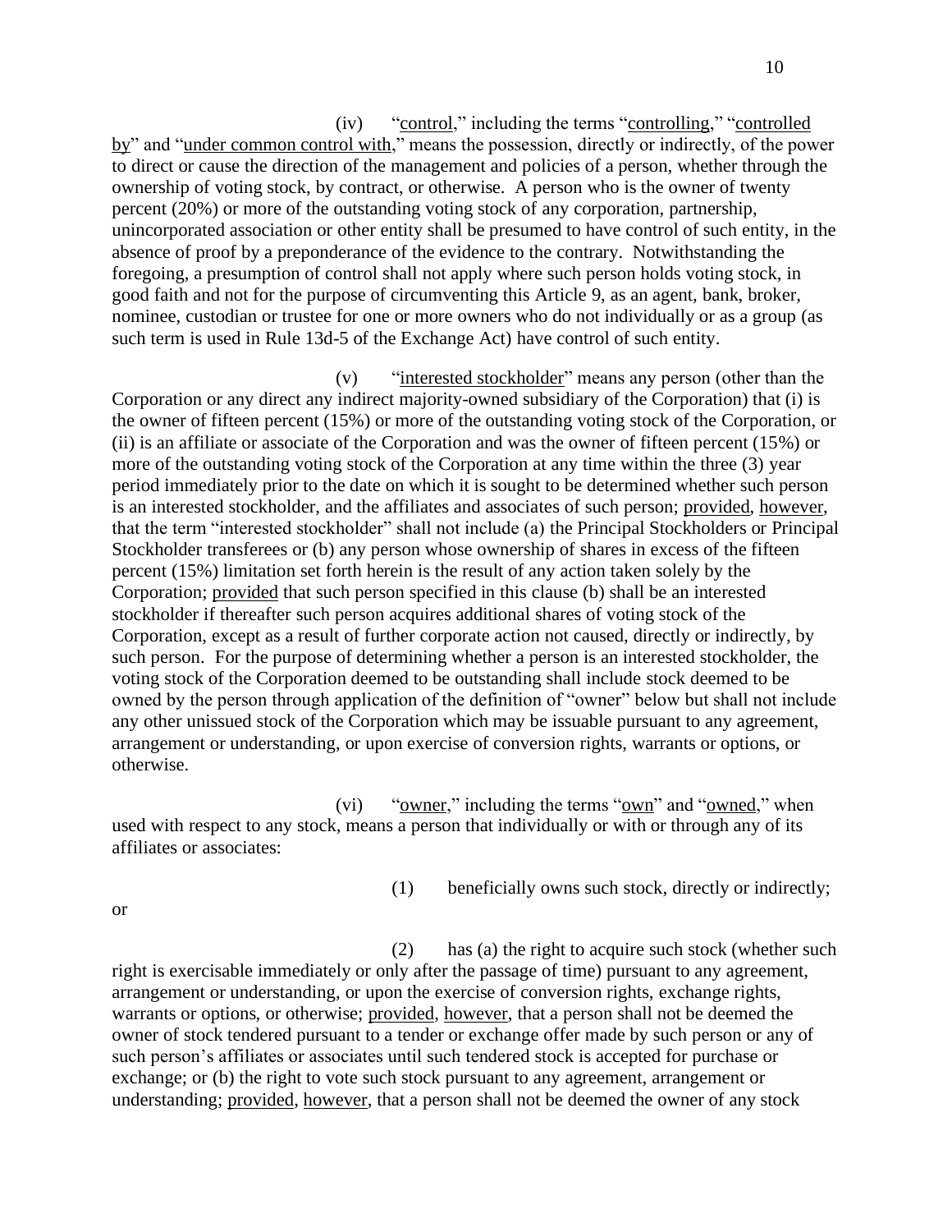(iv) "control," including the terms "controlling," "controlled by" and "under common control with," means the possession, directly or indirectly, of the power to direct or cause the direction of the management and policies of a person, whether through the ownership of voting stock, by contract, or otherwise. A person who is the owner of twenty percent (20%) or more of the outstanding voting stock of any corporation, partnership, unincorporated association or other entity shall be presumed to have control of such entity, in the absence of proof by a preponderance of the evidence to the contrary. Notwithstanding the foregoing, a presumption of control shall not apply where such person holds voting stock, in good faith and not for the purpose of circumventing this Article 9, as an agent, bank, broker, nominee, custodian or trustee for one or more owners who do not individually or as a group (as such term is used in Rule 13d-5 of the Exchange Act) have control of such entity.

(v) "interested stockholder" means any person (other than the Corporation or any direct any indirect majority-owned subsidiary of the Corporation) that (i) is the owner of fifteen percent (15%) or more of the outstanding voting stock of the Corporation, or (ii) is an affiliate or associate of the Corporation and was the owner of fifteen percent (15%) or more of the outstanding voting stock of the Corporation at any time within the three (3) year period immediately prior to the date on which it is sought to be determined whether such person is an interested stockholder, and the affiliates and associates of such person; provided, however, that the term "interested stockholder" shall not include (a) the Principal Stockholders or Principal Stockholder transferees or (b) any person whose ownership of shares in excess of the fifteen percent (15%) limitation set forth herein is the result of any action taken solely by the Corporation; provided that such person specified in this clause (b) shall be an interested stockholder if thereafter such person acquires additional shares of voting stock of the Corporation, except as a result of further corporate action not caused, directly or indirectly, by such person. For the purpose of determining whether a person is an interested stockholder, the voting stock of the Corporation deemed to be outstanding shall include stock deemed to be owned by the person through application of the definition of "owner" below but shall not include any other unissued stock of the Corporation which may be issuable pursuant to any agreement, arrangement or understanding, or upon exercise of conversion rights, warrants or options, or otherwise.

(vi) "owner," including the terms "own" and "owned," when used with respect to any stock, means a person that individually or with or through any of its affiliates or associates:

(1) beneficially owns such stock, directly or indirectly; or

(2) has (a) the right to acquire such stock (whether such right is exercisable immediately or only after the passage of time) pursuant to any agreement, arrangement or understanding, or upon the exercise of conversion rights, exchange rights, warrants or options, or otherwise; provided, however, that a person shall not be deemed the owner of stock tendered pursuant to a tender or exchange offer made by such person or any of such person's affiliates or associates until such tendered stock is accepted for purchase or exchange; or (b) the right to vote such stock pursuant to any agreement, arrangement or understanding; provided, however, that a person shall not be deemed the owner of any stock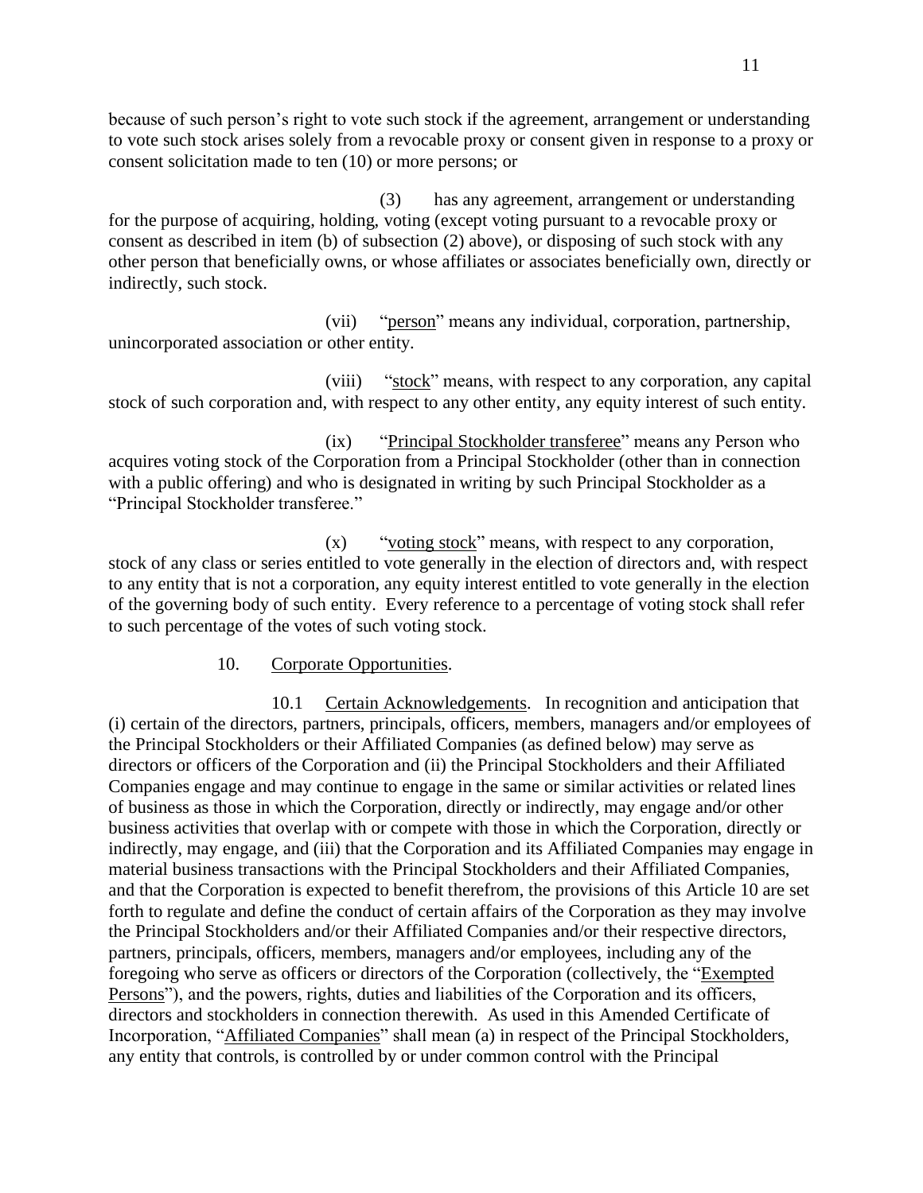because of such person's right to vote such stock if the agreement, arrangement or understanding to vote such stock arises solely from a revocable proxy or consent given in response to a proxy or consent solicitation made to ten (10) or more persons; or

(3) has any agreement, arrangement or understanding for the purpose of acquiring, holding, voting (except voting pursuant to a revocable proxy or consent as described in item (b) of subsection (2) above), or disposing of such stock with any other person that beneficially owns, or whose affiliates or associates beneficially own, directly or indirectly, such stock.

(vii) "person" means any individual, corporation, partnership, unincorporated association or other entity.

(viii) "stock" means, with respect to any corporation, any capital stock of such corporation and, with respect to any other entity, any equity interest of such entity.

(ix) "Principal Stockholder transferee" means any Person who acquires voting stock of the Corporation from a Principal Stockholder (other than in connection with a public offering) and who is designated in writing by such Principal Stockholder as a "Principal Stockholder transferee."

(x) "voting stock" means, with respect to any corporation, stock of any class or series entitled to vote generally in the election of directors and, with respect to any entity that is not a corporation, any equity interest entitled to vote generally in the election of the governing body of such entity. Every reference to a percentage of voting stock shall refer to such percentage of the votes of such voting stock.

10. Corporate Opportunities.

10.1 Certain Acknowledgements. In recognition and anticipation that (i) certain of the directors, partners, principals, officers, members, managers and/or employees of the Principal Stockholders or their Affiliated Companies (as defined below) may serve as directors or officers of the Corporation and (ii) the Principal Stockholders and their Affiliated Companies engage and may continue to engage in the same or similar activities or related lines of business as those in which the Corporation, directly or indirectly, may engage and/or other business activities that overlap with or compete with those in which the Corporation, directly or indirectly, may engage, and (iii) that the Corporation and its Affiliated Companies may engage in material business transactions with the Principal Stockholders and their Affiliated Companies, and that the Corporation is expected to benefit therefrom, the provisions of this Article 10 are set forth to regulate and define the conduct of certain affairs of the Corporation as they may involve the Principal Stockholders and/or their Affiliated Companies and/or their respective directors, partners, principals, officers, members, managers and/or employees, including any of the foregoing who serve as officers or directors of the Corporation (collectively, the "Exempted Persons"), and the powers, rights, duties and liabilities of the Corporation and its officers, directors and stockholders in connection therewith. As used in this Amended Certificate of Incorporation, "Affiliated Companies" shall mean (a) in respect of the Principal Stockholders, any entity that controls, is controlled by or under common control with the Principal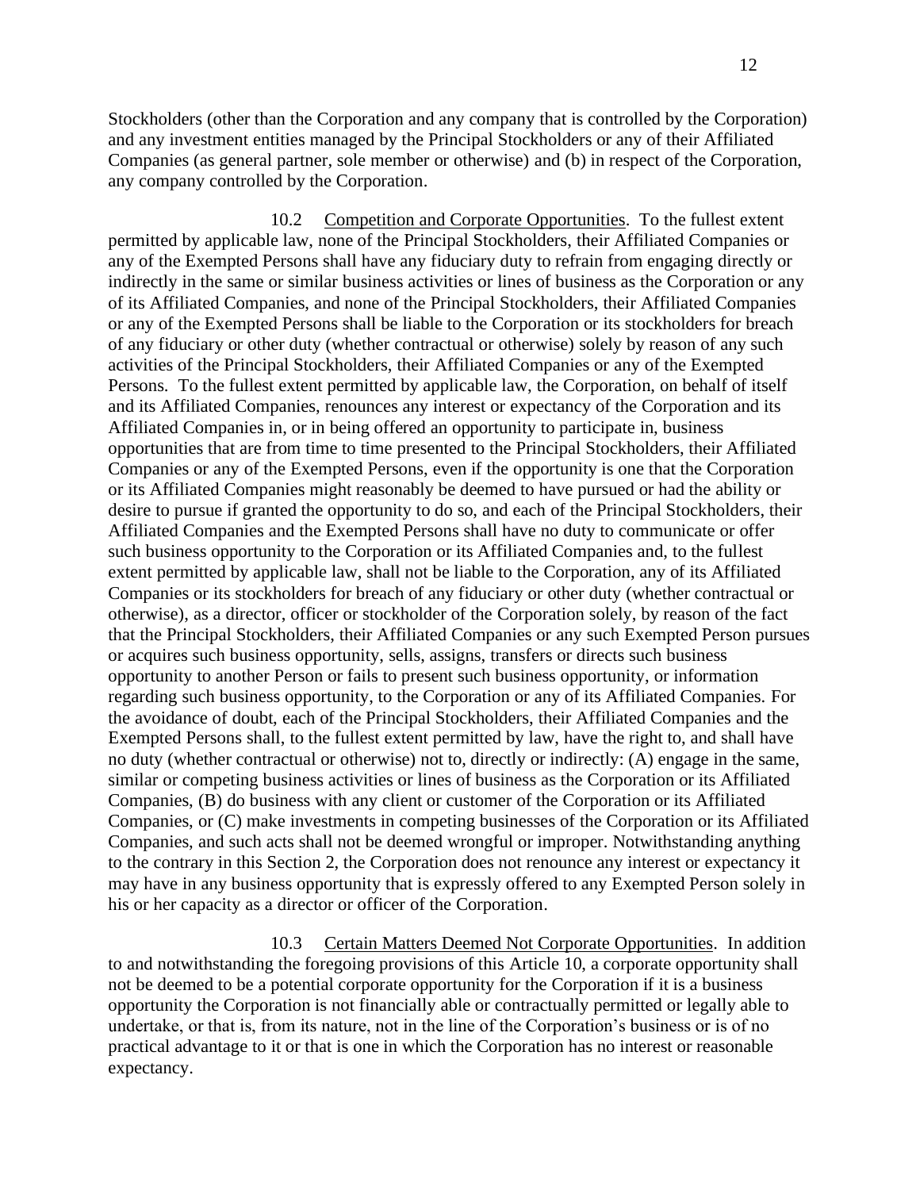Stockholders (other than the Corporation and any company that is controlled by the Corporation) and any investment entities managed by the Principal Stockholders or any of their Affiliated Companies (as general partner, sole member or otherwise) and (b) in respect of the Corporation, any company controlled by the Corporation.

10.2 Competition and Corporate Opportunities. To the fullest extent permitted by applicable law, none of the Principal Stockholders, their Affiliated Companies or any of the Exempted Persons shall have any fiduciary duty to refrain from engaging directly or indirectly in the same or similar business activities or lines of business as the Corporation or any of its Affiliated Companies, and none of the Principal Stockholders, their Affiliated Companies or any of the Exempted Persons shall be liable to the Corporation or its stockholders for breach of any fiduciary or other duty (whether contractual or otherwise) solely by reason of any such activities of the Principal Stockholders, their Affiliated Companies or any of the Exempted Persons. To the fullest extent permitted by applicable law, the Corporation, on behalf of itself and its Affiliated Companies, renounces any interest or expectancy of the Corporation and its Affiliated Companies in, or in being offered an opportunity to participate in, business opportunities that are from time to time presented to the Principal Stockholders, their Affiliated Companies or any of the Exempted Persons, even if the opportunity is one that the Corporation or its Affiliated Companies might reasonably be deemed to have pursued or had the ability or desire to pursue if granted the opportunity to do so, and each of the Principal Stockholders, their Affiliated Companies and the Exempted Persons shall have no duty to communicate or offer such business opportunity to the Corporation or its Affiliated Companies and, to the fullest extent permitted by applicable law, shall not be liable to the Corporation, any of its Affiliated Companies or its stockholders for breach of any fiduciary or other duty (whether contractual or otherwise), as a director, officer or stockholder of the Corporation solely, by reason of the fact that the Principal Stockholders, their Affiliated Companies or any such Exempted Person pursues or acquires such business opportunity, sells, assigns, transfers or directs such business opportunity to another Person or fails to present such business opportunity, or information regarding such business opportunity, to the Corporation or any of its Affiliated Companies. For the avoidance of doubt, each of the Principal Stockholders, their Affiliated Companies and the Exempted Persons shall, to the fullest extent permitted by law, have the right to, and shall have no duty (whether contractual or otherwise) not to, directly or indirectly: (A) engage in the same, similar or competing business activities or lines of business as the Corporation or its Affiliated Companies, (B) do business with any client or customer of the Corporation or its Affiliated Companies, or (C) make investments in competing businesses of the Corporation or its Affiliated Companies, and such acts shall not be deemed wrongful or improper. Notwithstanding anything to the contrary in this Section 2, the Corporation does not renounce any interest or expectancy it may have in any business opportunity that is expressly offered to any Exempted Person solely in his or her capacity as a director or officer of the Corporation.

10.3 Certain Matters Deemed Not Corporate Opportunities. In addition to and notwithstanding the foregoing provisions of this Article 10, a corporate opportunity shall not be deemed to be a potential corporate opportunity for the Corporation if it is a business opportunity the Corporation is not financially able or contractually permitted or legally able to undertake, or that is, from its nature, not in the line of the Corporation's business or is of no practical advantage to it or that is one in which the Corporation has no interest or reasonable expectancy.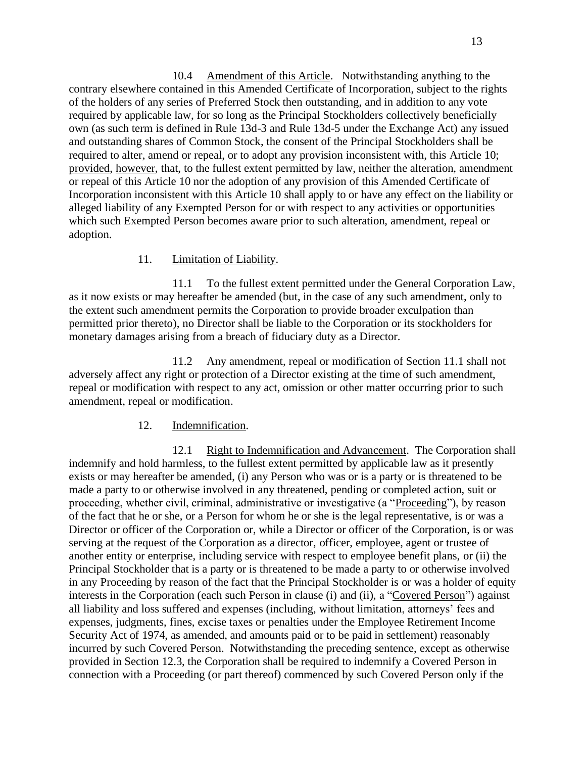10.4 Amendment of this Article. Notwithstanding anything to the contrary elsewhere contained in this Amended Certificate of Incorporation, subject to the rights of the holders of any series of Preferred Stock then outstanding, and in addition to any vote required by applicable law, for so long as the Principal Stockholders collectively beneficially own (as such term is defined in Rule 13d-3 and Rule 13d-5 under the Exchange Act) any issued and outstanding shares of Common Stock, the consent of the Principal Stockholders shall be required to alter, amend or repeal, or to adopt any provision inconsistent with, this Article 10; provided, however, that, to the fullest extent permitted by law, neither the alteration, amendment or repeal of this Article 10 nor the adoption of any provision of this Amended Certificate of Incorporation inconsistent with this Article 10 shall apply to or have any effect on the liability or alleged liability of any Exempted Person for or with respect to any activities or opportunities which such Exempted Person becomes aware prior to such alteration, amendment, repeal or adoption.

11. Limitation of Liability.

11.1 To the fullest extent permitted under the General Corporation Law, as it now exists or may hereafter be amended (but, in the case of any such amendment, only to the extent such amendment permits the Corporation to provide broader exculpation than permitted prior thereto), no Director shall be liable to the Corporation or its stockholders for monetary damages arising from a breach of fiduciary duty as a Director.

11.2 Any amendment, repeal or modification of Section 11.1 shall not adversely affect any right or protection of a Director existing at the time of such amendment, repeal or modification with respect to any act, omission or other matter occurring prior to such amendment, repeal or modification.

12. Indemnification.

12.1 Right to Indemnification and Advancement. The Corporation shall indemnify and hold harmless, to the fullest extent permitted by applicable law as it presently exists or may hereafter be amended, (i) any Person who was or is a party or is threatened to be made a party to or otherwise involved in any threatened, pending or completed action, suit or proceeding, whether civil, criminal, administrative or investigative (a "Proceeding"), by reason of the fact that he or she, or a Person for whom he or she is the legal representative, is or was a Director or officer of the Corporation or, while a Director or officer of the Corporation, is or was serving at the request of the Corporation as a director, officer, employee, agent or trustee of another entity or enterprise, including service with respect to employee benefit plans, or (ii) the Principal Stockholder that is a party or is threatened to be made a party to or otherwise involved in any Proceeding by reason of the fact that the Principal Stockholder is or was a holder of equity interests in the Corporation (each such Person in clause (i) and (ii), a "Covered Person") against all liability and loss suffered and expenses (including, without limitation, attorneys' fees and expenses, judgments, fines, excise taxes or penalties under the Employee Retirement Income Security Act of 1974, as amended, and amounts paid or to be paid in settlement) reasonably incurred by such Covered Person. Notwithstanding the preceding sentence, except as otherwise provided in Section 12.3, the Corporation shall be required to indemnify a Covered Person in connection with a Proceeding (or part thereof) commenced by such Covered Person only if the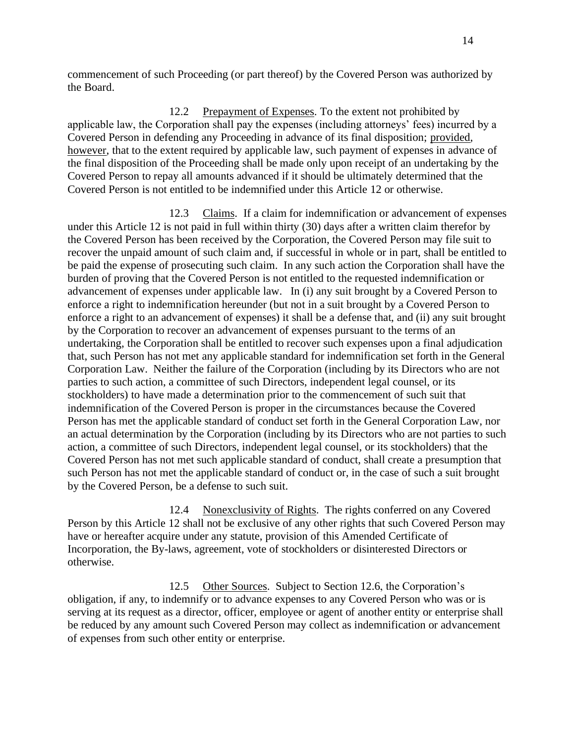commencement of such Proceeding (or part thereof) by the Covered Person was authorized by the Board.

12.2 Prepayment of Expenses. To the extent not prohibited by applicable law, the Corporation shall pay the expenses (including attorneys' fees) incurred by a Covered Person in defending any Proceeding in advance of its final disposition; provided, however, that to the extent required by applicable law, such payment of expenses in advance of the final disposition of the Proceeding shall be made only upon receipt of an undertaking by the Covered Person to repay all amounts advanced if it should be ultimately determined that the Covered Person is not entitled to be indemnified under this Article 12 or otherwise.

12.3 Claims. If a claim for indemnification or advancement of expenses under this Article 12 is not paid in full within thirty (30) days after a written claim therefor by the Covered Person has been received by the Corporation, the Covered Person may file suit to recover the unpaid amount of such claim and, if successful in whole or in part, shall be entitled to be paid the expense of prosecuting such claim. In any such action the Corporation shall have the burden of proving that the Covered Person is not entitled to the requested indemnification or advancement of expenses under applicable law. In (i) any suit brought by a Covered Person to enforce a right to indemnification hereunder (but not in a suit brought by a Covered Person to enforce a right to an advancement of expenses) it shall be a defense that, and (ii) any suit brought by the Corporation to recover an advancement of expenses pursuant to the terms of an undertaking, the Corporation shall be entitled to recover such expenses upon a final adjudication that, such Person has not met any applicable standard for indemnification set forth in the General Corporation Law. Neither the failure of the Corporation (including by its Directors who are not parties to such action, a committee of such Directors, independent legal counsel, or its stockholders) to have made a determination prior to the commencement of such suit that indemnification of the Covered Person is proper in the circumstances because the Covered Person has met the applicable standard of conduct set forth in the General Corporation Law, nor an actual determination by the Corporation (including by its Directors who are not parties to such action, a committee of such Directors, independent legal counsel, or its stockholders) that the Covered Person has not met such applicable standard of conduct, shall create a presumption that such Person has not met the applicable standard of conduct or, in the case of such a suit brought by the Covered Person, be a defense to such suit.

12.4 Nonexclusivity of Rights. The rights conferred on any Covered Person by this Article 12 shall not be exclusive of any other rights that such Covered Person may have or hereafter acquire under any statute, provision of this Amended Certificate of Incorporation, the By-laws, agreement, vote of stockholders or disinterested Directors or otherwise.

12.5 Other Sources. Subject to Section 12.6, the Corporation's obligation, if any, to indemnify or to advance expenses to any Covered Person who was or is serving at its request as a director, officer, employee or agent of another entity or enterprise shall be reduced by any amount such Covered Person may collect as indemnification or advancement of expenses from such other entity or enterprise.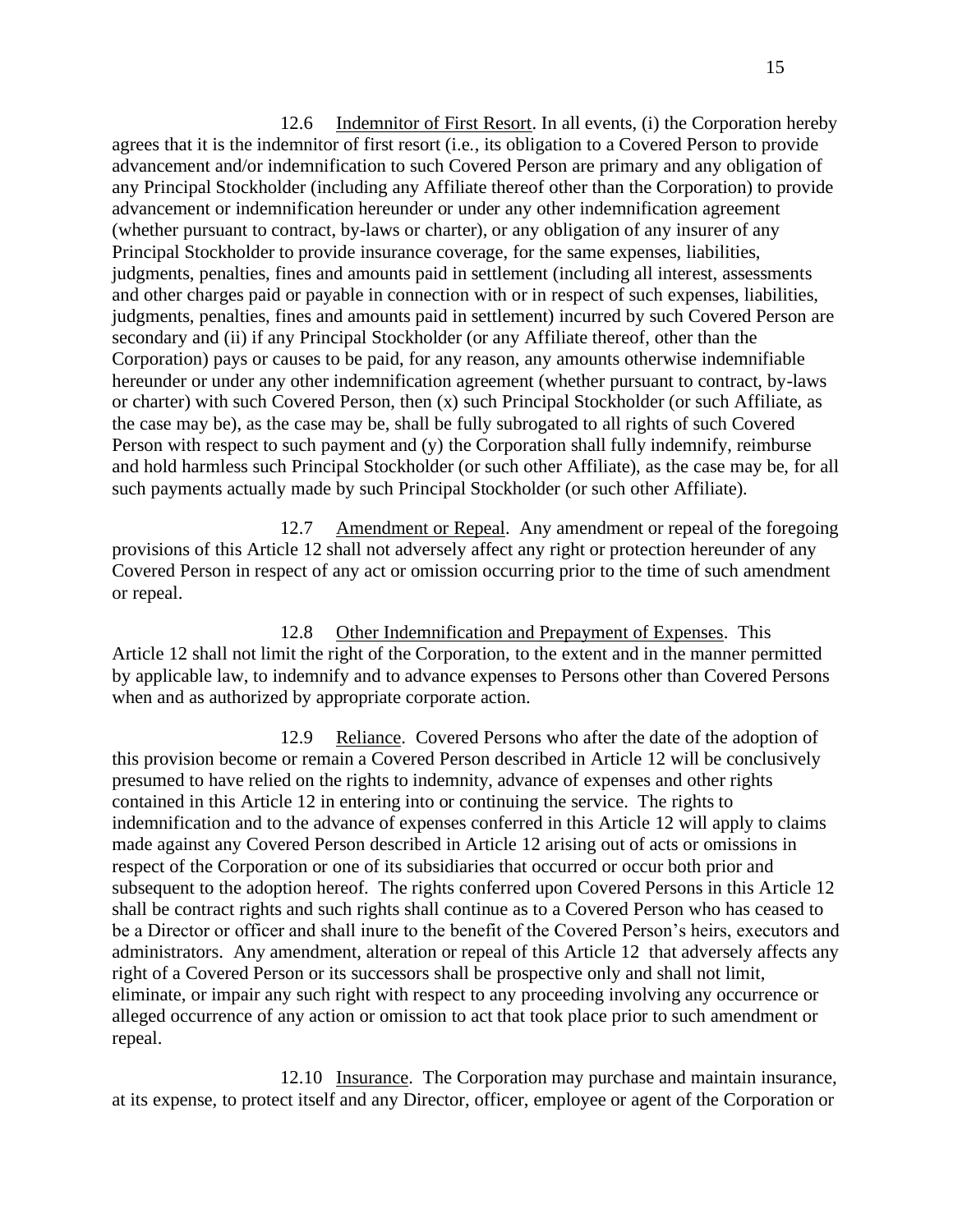12.6 Indemnitor of First Resort. In all events, (i) the Corporation hereby agrees that it is the indemnitor of first resort (i.e., its obligation to a Covered Person to provide advancement and/or indemnification to such Covered Person are primary and any obligation of any Principal Stockholder (including any Affiliate thereof other than the Corporation) to provide advancement or indemnification hereunder or under any other indemnification agreement (whether pursuant to contract, by-laws or charter), or any obligation of any insurer of any Principal Stockholder to provide insurance coverage, for the same expenses, liabilities, judgments, penalties, fines and amounts paid in settlement (including all interest, assessments and other charges paid or payable in connection with or in respect of such expenses, liabilities, judgments, penalties, fines and amounts paid in settlement) incurred by such Covered Person are secondary and (ii) if any Principal Stockholder (or any Affiliate thereof, other than the Corporation) pays or causes to be paid, for any reason, any amounts otherwise indemnifiable hereunder or under any other indemnification agreement (whether pursuant to contract, by-laws or charter) with such Covered Person, then (x) such Principal Stockholder (or such Affiliate, as the case may be), as the case may be, shall be fully subrogated to all rights of such Covered Person with respect to such payment and (y) the Corporation shall fully indemnify, reimburse and hold harmless such Principal Stockholder (or such other Affiliate), as the case may be, for all such payments actually made by such Principal Stockholder (or such other Affiliate).

12.7 Amendment or Repeal. Any amendment or repeal of the foregoing provisions of this Article 12 shall not adversely affect any right or protection hereunder of any Covered Person in respect of any act or omission occurring prior to the time of such amendment or repeal.

12.8 Other Indemnification and Prepayment of Expenses. This Article 12 shall not limit the right of the Corporation, to the extent and in the manner permitted by applicable law, to indemnify and to advance expenses to Persons other than Covered Persons when and as authorized by appropriate corporate action.

12.9 Reliance. Covered Persons who after the date of the adoption of this provision become or remain a Covered Person described in Article 12 will be conclusively presumed to have relied on the rights to indemnity, advance of expenses and other rights contained in this Article 12 in entering into or continuing the service. The rights to indemnification and to the advance of expenses conferred in this Article 12 will apply to claims made against any Covered Person described in Article 12 arising out of acts or omissions in respect of the Corporation or one of its subsidiaries that occurred or occur both prior and subsequent to the adoption hereof. The rights conferred upon Covered Persons in this Article 12 shall be contract rights and such rights shall continue as to a Covered Person who has ceased to be a Director or officer and shall inure to the benefit of the Covered Person's heirs, executors and administrators. Any amendment, alteration or repeal of this Article 12 that adversely affects any right of a Covered Person or its successors shall be prospective only and shall not limit, eliminate, or impair any such right with respect to any proceeding involving any occurrence or alleged occurrence of any action or omission to act that took place prior to such amendment or repeal.

12.10 Insurance. The Corporation may purchase and maintain insurance, at its expense, to protect itself and any Director, officer, employee or agent of the Corporation or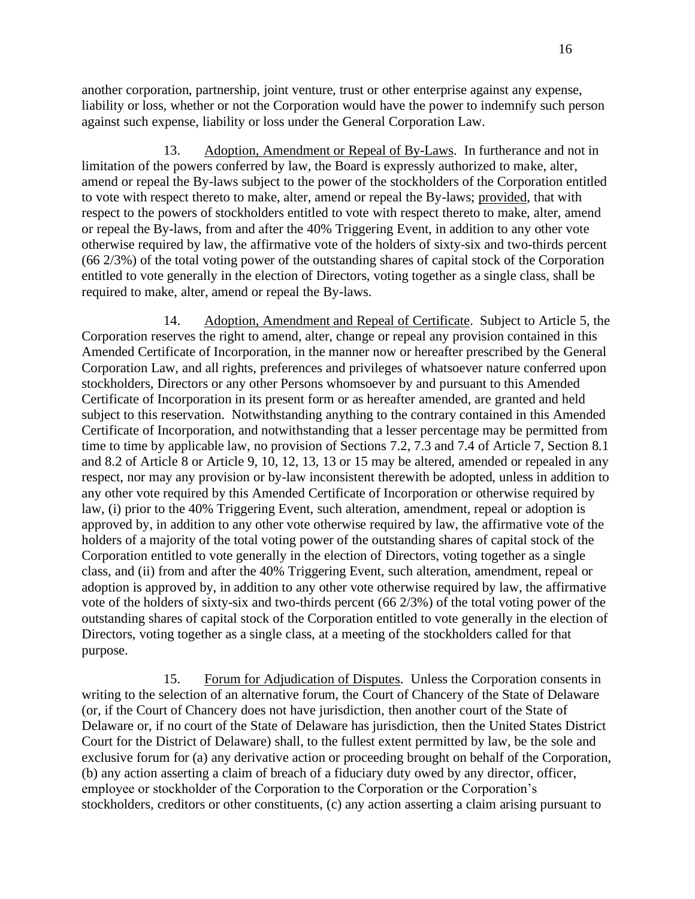another corporation, partnership, joint venture, trust or other enterprise against any expense, liability or loss, whether or not the Corporation would have the power to indemnify such person against such expense, liability or loss under the General Corporation Law.

13. Adoption, Amendment or Repeal of By-Laws. In furtherance and not in limitation of the powers conferred by law, the Board is expressly authorized to make, alter, amend or repeal the By-laws subject to the power of the stockholders of the Corporation entitled to vote with respect thereto to make, alter, amend or repeal the By-laws; provided, that with respect to the powers of stockholders entitled to vote with respect thereto to make, alter, amend or repeal the By-laws, from and after the 40% Triggering Event, in addition to any other vote otherwise required by law, the affirmative vote of the holders of sixty-six and two-thirds percent (66 2/3%) of the total voting power of the outstanding shares of capital stock of the Corporation entitled to vote generally in the election of Directors, voting together as a single class, shall be required to make, alter, amend or repeal the By-laws.

14. Adoption, Amendment and Repeal of Certificate. Subject to Article 5, the Corporation reserves the right to amend, alter, change or repeal any provision contained in this Amended Certificate of Incorporation, in the manner now or hereafter prescribed by the General Corporation Law, and all rights, preferences and privileges of whatsoever nature conferred upon stockholders, Directors or any other Persons whomsoever by and pursuant to this Amended Certificate of Incorporation in its present form or as hereafter amended, are granted and held subject to this reservation. Notwithstanding anything to the contrary contained in this Amended Certificate of Incorporation, and notwithstanding that a lesser percentage may be permitted from time to time by applicable law, no provision of Sections 7.2, 7.3 and 7.4 of Article 7, Section 8.1 and 8.2 of Article 8 or Article 9, 10, 12, 13, 13 or 15 may be altered, amended or repealed in any respect, nor may any provision or by-law inconsistent therewith be adopted, unless in addition to any other vote required by this Amended Certificate of Incorporation or otherwise required by law, (i) prior to the 40% Triggering Event, such alteration, amendment, repeal or adoption is approved by, in addition to any other vote otherwise required by law, the affirmative vote of the holders of a majority of the total voting power of the outstanding shares of capital stock of the Corporation entitled to vote generally in the election of Directors, voting together as a single class, and (ii) from and after the 40% Triggering Event, such alteration, amendment, repeal or adoption is approved by, in addition to any other vote otherwise required by law, the affirmative vote of the holders of sixty-six and two-thirds percent (66 2/3%) of the total voting power of the outstanding shares of capital stock of the Corporation entitled to vote generally in the election of Directors, voting together as a single class, at a meeting of the stockholders called for that purpose.

15. Forum for Adjudication of Disputes. Unless the Corporation consents in writing to the selection of an alternative forum, the Court of Chancery of the State of Delaware (or, if the Court of Chancery does not have jurisdiction, then another court of the State of Delaware or, if no court of the State of Delaware has jurisdiction, then the United States District Court for the District of Delaware) shall, to the fullest extent permitted by law, be the sole and exclusive forum for (a) any derivative action or proceeding brought on behalf of the Corporation, (b) any action asserting a claim of breach of a fiduciary duty owed by any director, officer, employee or stockholder of the Corporation to the Corporation or the Corporation's stockholders, creditors or other constituents, (c) any action asserting a claim arising pursuant to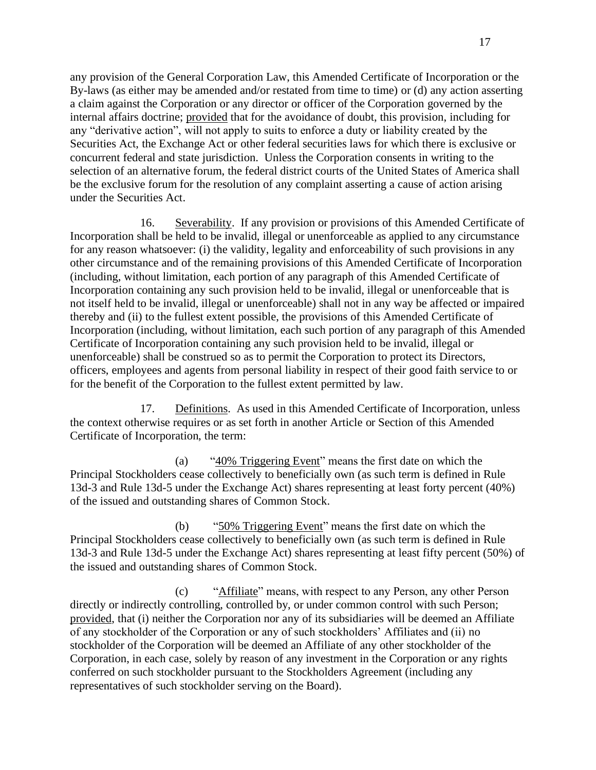any provision of the General Corporation Law, this Amended Certificate of Incorporation or the By-laws (as either may be amended and/or restated from time to time) or (d) any action asserting a claim against the Corporation or any director or officer of the Corporation governed by the internal affairs doctrine; provided that for the avoidance of doubt, this provision, including for any "derivative action", will not apply to suits to enforce a duty or liability created by the Securities Act, the Exchange Act or other federal securities laws for which there is exclusive or concurrent federal and state jurisdiction. Unless the Corporation consents in writing to the selection of an alternative forum, the federal district courts of the United States of America shall be the exclusive forum for the resolution of any complaint asserting a cause of action arising under the Securities Act.

16. Severability. If any provision or provisions of this Amended Certificate of Incorporation shall be held to be invalid, illegal or unenforceable as applied to any circumstance for any reason whatsoever: (i) the validity, legality and enforceability of such provisions in any other circumstance and of the remaining provisions of this Amended Certificate of Incorporation (including, without limitation, each portion of any paragraph of this Amended Certificate of Incorporation containing any such provision held to be invalid, illegal or unenforceable that is not itself held to be invalid, illegal or unenforceable) shall not in any way be affected or impaired thereby and (ii) to the fullest extent possible, the provisions of this Amended Certificate of Incorporation (including, without limitation, each such portion of any paragraph of this Amended Certificate of Incorporation containing any such provision held to be invalid, illegal or unenforceable) shall be construed so as to permit the Corporation to protect its Directors, officers, employees and agents from personal liability in respect of their good faith service to or for the benefit of the Corporation to the fullest extent permitted by law.

17. Definitions. As used in this Amended Certificate of Incorporation, unless the context otherwise requires or as set forth in another Article or Section of this Amended Certificate of Incorporation, the term:

(a) "40% Triggering Event" means the first date on which the Principal Stockholders cease collectively to beneficially own (as such term is defined in Rule 13d-3 and Rule 13d-5 under the Exchange Act) shares representing at least forty percent (40%) of the issued and outstanding shares of Common Stock.

(b) "50% Triggering Event" means the first date on which the Principal Stockholders cease collectively to beneficially own (as such term is defined in Rule 13d-3 and Rule 13d-5 under the Exchange Act) shares representing at least fifty percent (50%) of the issued and outstanding shares of Common Stock.

(c) "Affiliate" means, with respect to any Person, any other Person directly or indirectly controlling, controlled by, or under common control with such Person; provided, that (i) neither the Corporation nor any of its subsidiaries will be deemed an Affiliate of any stockholder of the Corporation or any of such stockholders' Affiliates and (ii) no stockholder of the Corporation will be deemed an Affiliate of any other stockholder of the Corporation, in each case, solely by reason of any investment in the Corporation or any rights conferred on such stockholder pursuant to the Stockholders Agreement (including any representatives of such stockholder serving on the Board).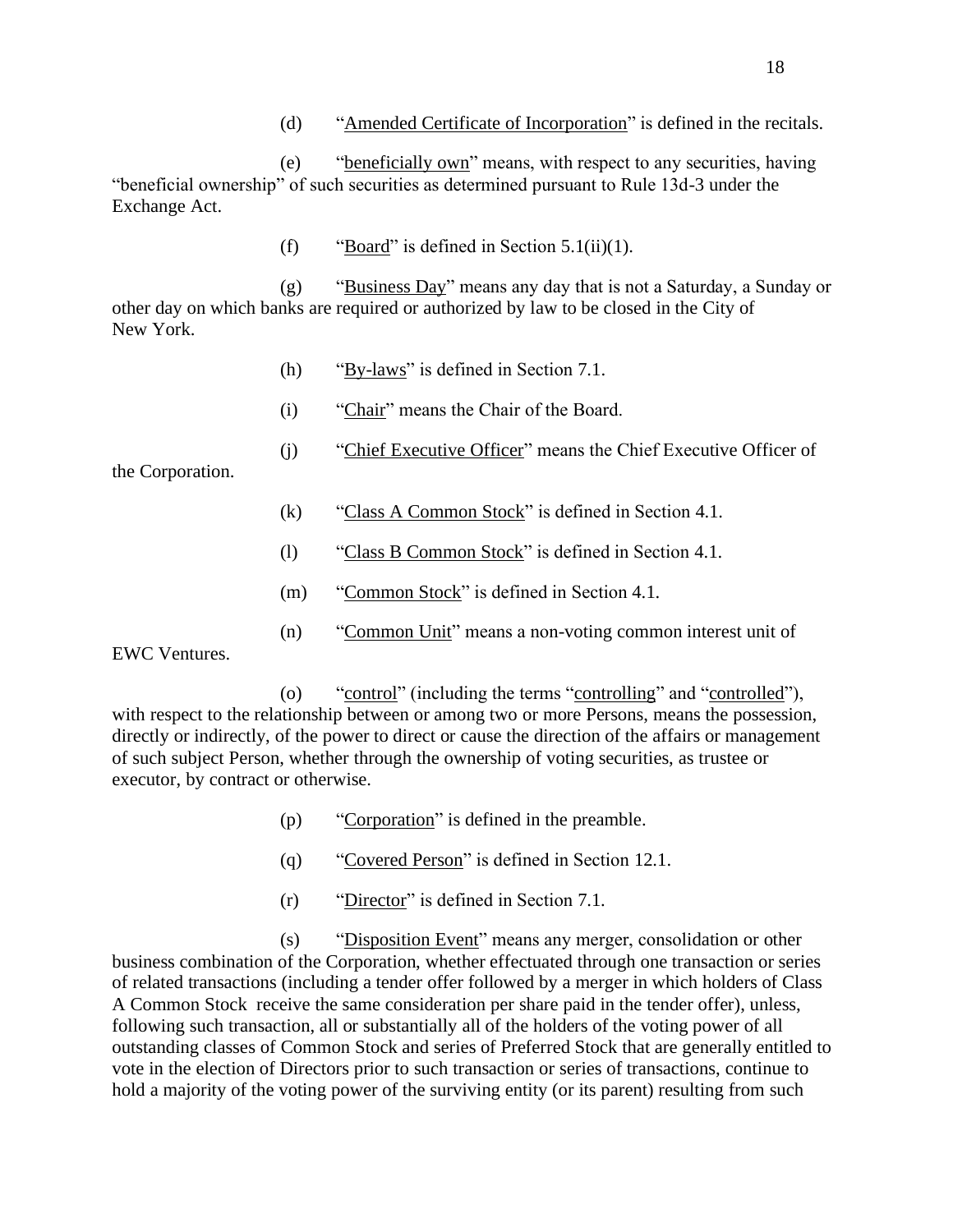(d) "Amended Certificate of Incorporation" is defined in the recitals.

(e) "beneficially own" means, with respect to any securities, having "beneficial ownership" of such securities as determined pursuant to Rule 13d-3 under the Exchange Act.

(f) "Board" is defined in Section 5.1(ii)(1).

(g) "Business Day" means any day that is not a Saturday, a Sunday or other day on which banks are required or authorized by law to be closed in the City of New York.

(h) "By-laws" is defined in Section 7.1.

(i) "Chair" means the Chair of the Board.

(j) "Chief Executive Officer" means the Chief Executive Officer of the Corporation.

(k) "Class A Common Stock" is defined in Section 4.1.

(l) "Class B Common Stock" is defined in Section 4.1.

(m) "Common Stock" is defined in Section 4.1.

(n) "Common Unit" means a non-voting common interest unit of EWC Ventures.

(o) "control" (including the terms "controlling" and "controlled"), with respect to the relationship between or among two or more Persons, means the possession, directly or indirectly, of the power to direct or cause the direction of the affairs or management of such subject Person, whether through the ownership of voting securities, as trustee or executor, by contract or otherwise.

(p) "Corporation" is defined in the preamble.

(q) "Covered Person" is defined in Section 12.1.

(r) "Director" is defined in Section 7.1.

(s) "Disposition Event" means any merger, consolidation or other business combination of the Corporation, whether effectuated through one transaction or series of related transactions (including a tender offer followed by a merger in which holders of Class A Common Stock receive the same consideration per share paid in the tender offer), unless, following such transaction, all or substantially all of the holders of the voting power of all outstanding classes of Common Stock and series of Preferred Stock that are generally entitled to vote in the election of Directors prior to such transaction or series of transactions, continue to hold a majority of the voting power of the surviving entity (or its parent) resulting from such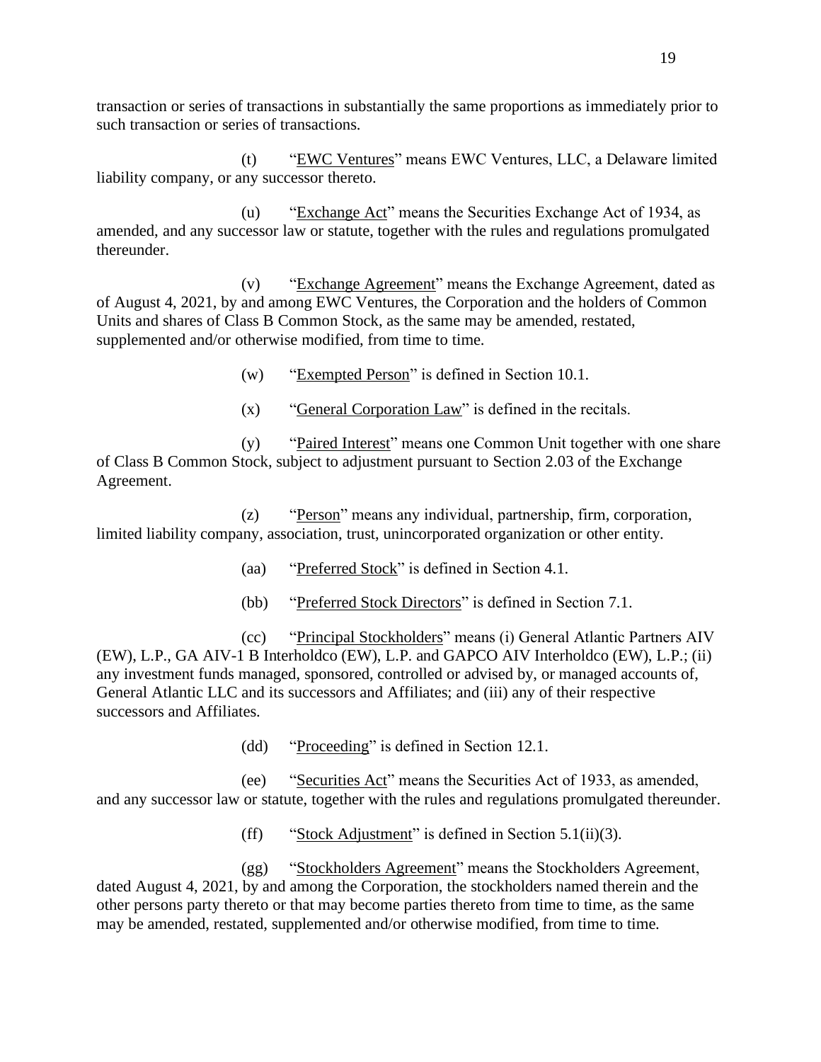transaction or series of transactions in substantially the same proportions as immediately prior to such transaction or series of transactions.

(t) "EWC Ventures" means EWC Ventures, LLC, a Delaware limited liability company, or any successor thereto.

(u) "Exchange Act" means the Securities Exchange Act of 1934, as amended, and any successor law or statute, together with the rules and regulations promulgated thereunder.

(v) "Exchange Agreement" means the Exchange Agreement, dated as of August 4, 2021, by and among EWC Ventures, the Corporation and the holders of Common Units and shares of Class B Common Stock, as the same may be amended, restated, supplemented and/or otherwise modified, from time to time.

(w) "Exempted Person" is defined in Section 10.1.

(x) "General Corporation Law" is defined in the recitals.

(y) "Paired Interest" means one Common Unit together with one share of Class B Common Stock, subject to adjustment pursuant to Section 2.03 of the Exchange Agreement.

(z) "Person" means any individual, partnership, firm, corporation, limited liability company, association, trust, unincorporated organization or other entity.

(aa) "Preferred Stock" is defined in Section 4.1.

(bb) "Preferred Stock Directors" is defined in Section 7.1.

(cc) "Principal Stockholders" means (i) General Atlantic Partners AIV (EW), L.P., GA AIV-1 B Interholdco (EW), L.P. and GAPCO AIV Interholdco (EW), L.P.; (ii) any investment funds managed, sponsored, controlled or advised by, or managed accounts of, General Atlantic LLC and its successors and Affiliates; and (iii) any of their respective successors and Affiliates.

(dd) "Proceeding" is defined in Section 12.1.

(ee) "Securities Act" means the Securities Act of 1933, as amended, and any successor law or statute, together with the rules and regulations promulgated thereunder.

(ff) "Stock Adjustment" is defined in Section 5.1(ii)(3).

(gg) "Stockholders Agreement" means the Stockholders Agreement, dated August 4, 2021, by and among the Corporation, the stockholders named therein and the other persons party thereto or that may become parties thereto from time to time, as the same may be amended, restated, supplemented and/or otherwise modified, from time to time.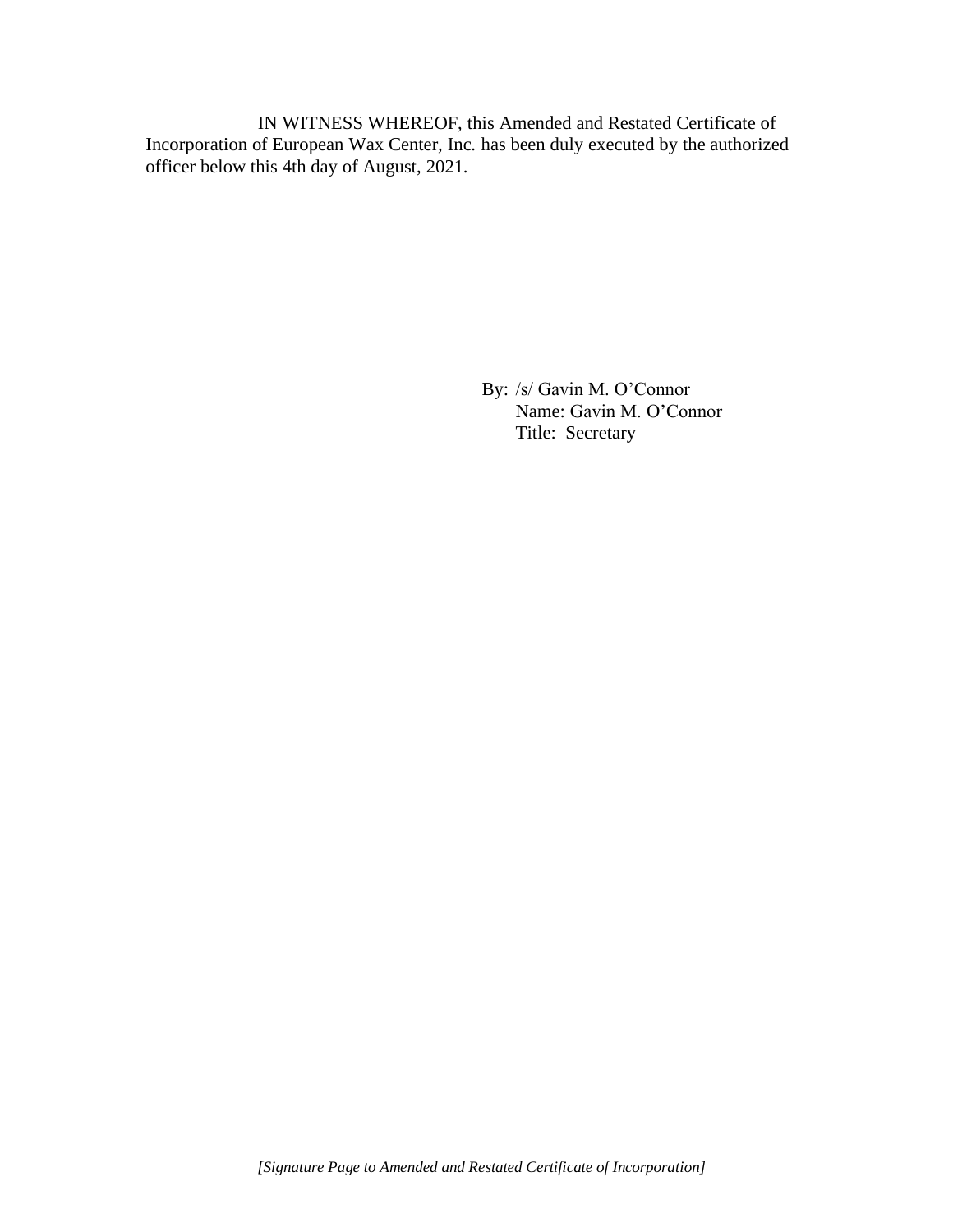IN WITNESS WHEREOF, this Amended and Restated Certificate of Incorporation of European Wax Center, Inc. has been duly executed by the authorized officer below this 4th day of August, 2021.

By: /s/ Gavin M. O'Connor
Name: Gavin M. O'Connor
Title: Secretary

*[Signature Page to Amended and Restated Certificate of Incorporation]*